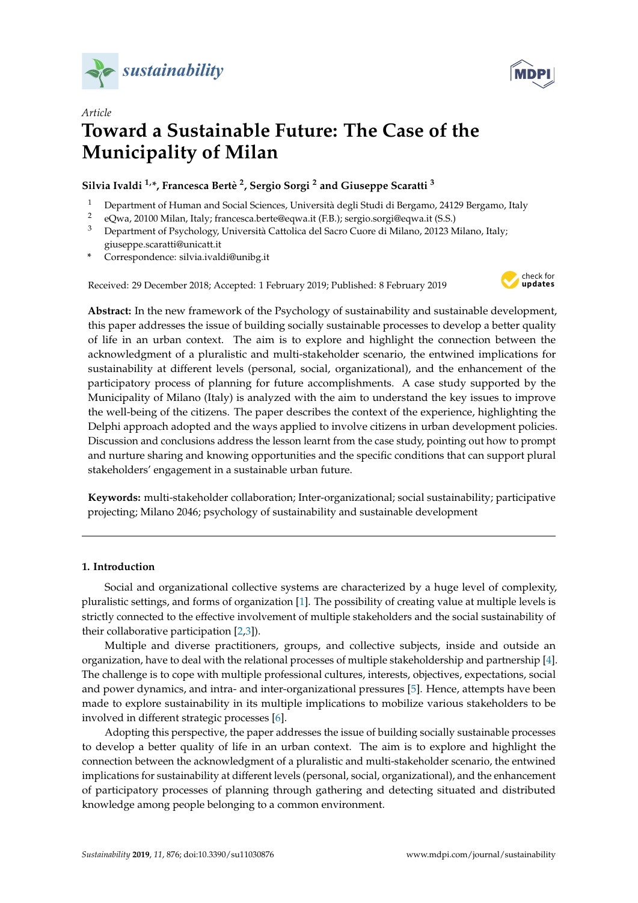*Article*

# Toward a Sustainable Future: The Case of the Municipality of Milan

**Silvia Ivaldi [1,*], Francesca Bertè [2], Sergio Sorgi [2] and Giuseppe Scaratti [3]**

1 Department of Human and Social Sciences, Università degli Studi di Bergamo, 24129 Bergamo, Italy
2 eQwa, 20100 Milan, Italy; francesca.berte@eqwa.it (F.B.); sergio.sorgi@eqwa.it (S.S.)
3 Department of Psychology, Università Cattolica del Sacro Cuore di Milano, 20123 Milano, Italy; giuseppe.scaratti@unicatt.it
* Correspondence: silvia.ivaldi@unibg.it

Received: 29 December 2018; Accepted: 1 February 2019; Published: 8 February 2019

**Abstract:** In the new framework of the Psychology of sustainability and sustainable development, this paper addresses the issue of building socially sustainable processes to develop a better quality of life in an urban context. The aim is to explore and highlight the connection between the acknowledgment of a pluralistic and multi-stakeholder scenario, the entwined implications for sustainability at different levels (personal, social, organizational), and the enhancement of the participatory process of planning for future accomplishments. A case study supported by the Municipality of Milano (Italy) is analyzed with the aim to understand the key issues to improve the well-being of the citizens. The paper describes the context of the experience, highlighting the Delphi approach adopted and the ways applied to involve citizens in urban development policies. Discussion and conclusions address the lesson learnt from the case study, pointing out how to prompt and nurture sharing and knowing opportunities and the specific conditions that can support plural stakeholders' engagement in a sustainable urban future.

**Keywords:** multi-stakeholder collaboration; Inter-organizational; social sustainability; participative projecting; Milano 2046; psychology of sustainability and sustainable development

## 1. Introduction

Social and organizational collective systems are characterized by a huge level of complexity, pluralistic settings, and forms of organization [1]. The possibility of creating value at multiple levels is strictly connected to the effective involvement of multiple stakeholders and the social sustainability of their collaborative participation [2,3]).

Multiple and diverse practitioners, groups, and collective subjects, inside and outside an organization, have to deal with the relational processes of multiple stakeholdership and partnership [4]. The challenge is to cope with multiple professional cultures, interests, objectives, expectations, social and power dynamics, and intra- and inter-organizational pressures [5]. Hence, attempts have been made to explore sustainability in its multiple implications to mobilize various stakeholders to be involved in different strategic processes [6].

Adopting this perspective, the paper addresses the issue of building socially sustainable processes to develop a better quality of life in an urban context. The aim is to explore and highlight the connection between the acknowledgment of a pluralistic and multi-stakeholder scenario, the entwined implications for sustainability at different levels (personal, social, organizational), and the enhancement of participatory processes of planning through gathering and detecting situated and distributed knowledge among people belonging to a common environment.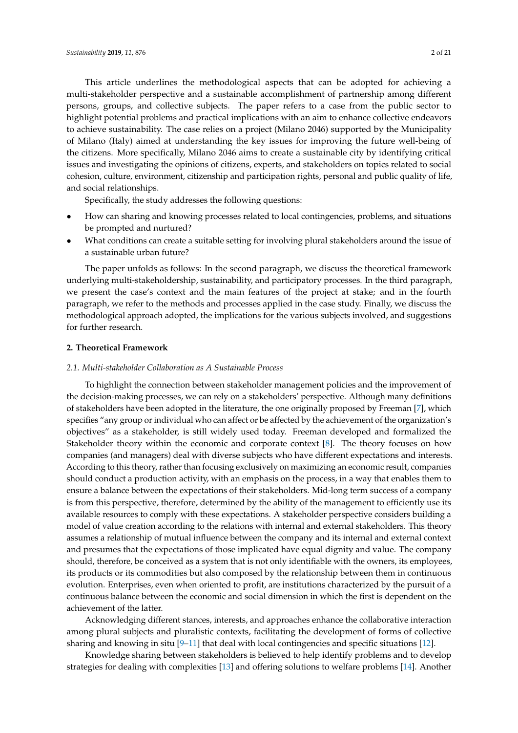This article underlines the methodological aspects that can be adopted for achieving a multi-stakeholder perspective and a sustainable accomplishment of partnership among different persons, groups, and collective subjects. The paper refers to a case from the public sector to highlight potential problems and practical implications with an aim to enhance collective endeavors to achieve sustainability. The case relies on a project (Milano 2046) supported by the Municipality of Milano (Italy) aimed at understanding the key issues for improving the future well-being of the citizens. More specifically, Milano 2046 aims to create a sustainable city by identifying critical issues and investigating the opinions of citizens, experts, and stakeholders on topics related to social cohesion, culture, environment, citizenship and participation rights, personal and public quality of life, and social relationships.

Specifically, the study addresses the following questions:

- How can sharing and knowing processes related to local contingencies, problems, and situations be prompted and nurtured?
- What conditions can create a suitable setting for involving plural stakeholders around the issue of a sustainable urban future?

The paper unfolds as follows: In the second paragraph, we discuss the theoretical framework underlying multi-stakeholdership, sustainability, and participatory processes. In the third paragraph, we present the case's context and the main features of the project at stake; and in the fourth paragraph, we refer to the methods and processes applied in the case study. Finally, we discuss the methodological approach adopted, the implications for the various subjects involved, and suggestions for further research.

## 2. Theoretical Framework

### *2.1. Multi-stakeholder Collaboration as A Sustainable Process*

To highlight the connection between stakeholder management policies and the improvement of the decision-making processes, we can rely on a stakeholders' perspective. Although many definitions of stakeholders have been adopted in the literature, the one originally proposed by Freeman [7], which specifies "any group or individual who can affect or be affected by the achievement of the organization's objectives" as a stakeholder, is still widely used today. Freeman developed and formalized the Stakeholder theory within the economic and corporate context [8]. The theory focuses on how companies (and managers) deal with diverse subjects who have different expectations and interests. According to this theory, rather than focusing exclusively on maximizing an economic result, companies should conduct a production activity, with an emphasis on the process, in a way that enables them to ensure a balance between the expectations of their stakeholders. Mid-long term success of a company is from this perspective, therefore, determined by the ability of the management to efficiently use its available resources to comply with these expectations. A stakeholder perspective considers building a model of value creation according to the relations with internal and external stakeholders. This theory assumes a relationship of mutual influence between the company and its internal and external context and presumes that the expectations of those implicated have equal dignity and value. The company should, therefore, be conceived as a system that is not only identifiable with the owners, its employees, its products or its commodities but also composed by the relationship between them in continuous evolution. Enterprises, even when oriented to profit, are institutions characterized by the pursuit of a continuous balance between the economic and social dimension in which the first is dependent on the achievement of the latter.

Acknowledging different stances, interests, and approaches enhance the collaborative interaction among plural subjects and pluralistic contexts, facilitating the development of forms of collective sharing and knowing in situ [9–11] that deal with local contingencies and specific situations [12].

Knowledge sharing between stakeholders is believed to help identify problems and to develop strategies for dealing with complexities [13] and offering solutions to welfare problems [14]. Another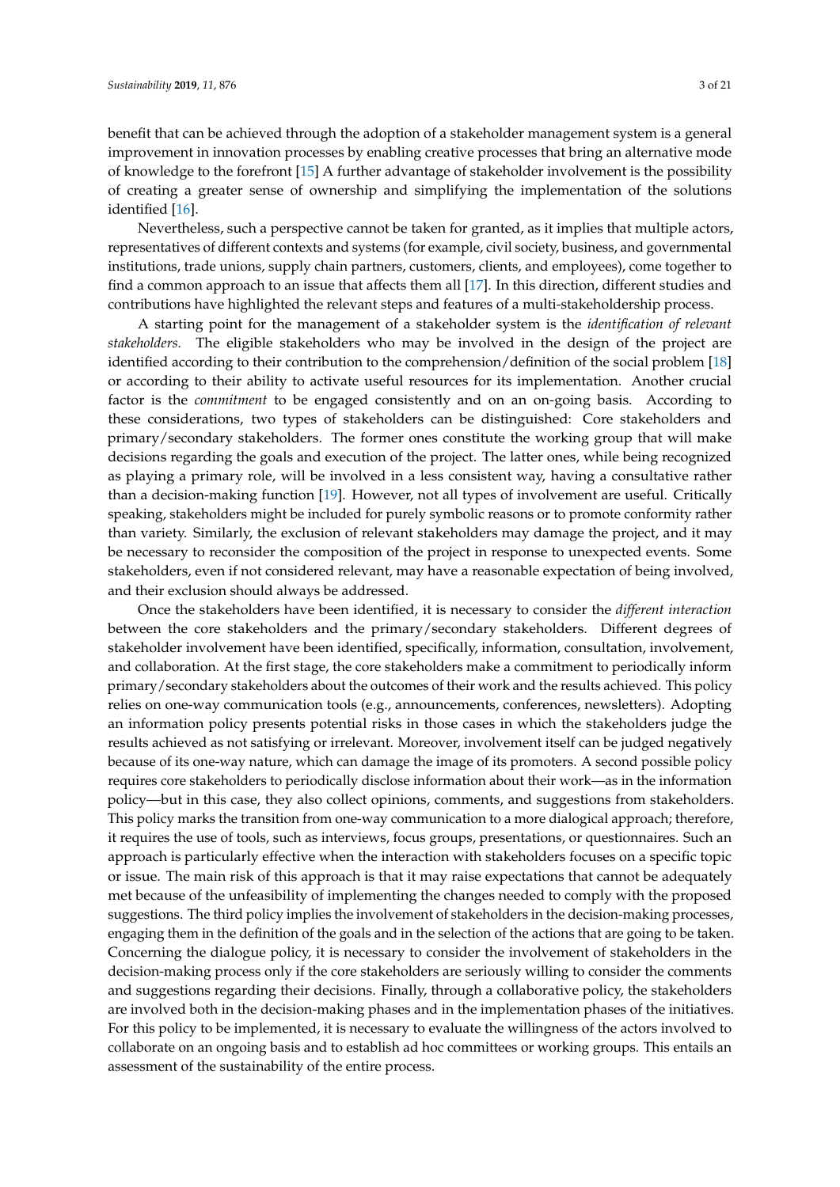benefit that can be achieved through the adoption of a stakeholder management system is a general improvement in innovation processes by enabling creative processes that bring an alternative mode of knowledge to the forefront [15] A further advantage of stakeholder involvement is the possibility of creating a greater sense of ownership and simplifying the implementation of the solutions identified [16].

Nevertheless, such a perspective cannot be taken for granted, as it implies that multiple actors, representatives of different contexts and systems (for example, civil society, business, and governmental institutions, trade unions, supply chain partners, customers, clients, and employees), come together to find a common approach to an issue that affects them all [17]. In this direction, different studies and contributions have highlighted the relevant steps and features of a multi-stakeholdership process.

A starting point for the management of a stakeholder system is the *identification of relevant stakeholders.* The eligible stakeholders who may be involved in the design of the project are identified according to their contribution to the comprehension/definition of the social problem [18] or according to their ability to activate useful resources for its implementation. Another crucial factor is the *commitment* to be engaged consistently and on an on-going basis. According to these considerations, two types of stakeholders can be distinguished: Core stakeholders and primary/secondary stakeholders. The former ones constitute the working group that will make decisions regarding the goals and execution of the project. The latter ones, while being recognized as playing a primary role, will be involved in a less consistent way, having a consultative rather than a decision-making function [19]. However, not all types of involvement are useful. Critically speaking, stakeholders might be included for purely symbolic reasons or to promote conformity rather than variety. Similarly, the exclusion of relevant stakeholders may damage the project, and it may be necessary to reconsider the composition of the project in response to unexpected events. Some stakeholders, even if not considered relevant, may have a reasonable expectation of being involved, and their exclusion should always be addressed.

Once the stakeholders have been identified, it is necessary to consider the *different interaction* between the core stakeholders and the primary/secondary stakeholders. Different degrees of stakeholder involvement have been identified, specifically, information, consultation, involvement, and collaboration. At the first stage, the core stakeholders make a commitment to periodically inform primary/secondary stakeholders about the outcomes of their work and the results achieved. This policy relies on one-way communication tools (e.g., announcements, conferences, newsletters). Adopting an information policy presents potential risks in those cases in which the stakeholders judge the results achieved as not satisfying or irrelevant. Moreover, involvement itself can be judged negatively because of its one-way nature, which can damage the image of its promoters. A second possible policy requires core stakeholders to periodically disclose information about their work—as in the information policy—but in this case, they also collect opinions, comments, and suggestions from stakeholders. This policy marks the transition from one-way communication to a more dialogical approach; therefore, it requires the use of tools, such as interviews, focus groups, presentations, or questionnaires. Such an approach is particularly effective when the interaction with stakeholders focuses on a specific topic or issue. The main risk of this approach is that it may raise expectations that cannot be adequately met because of the unfeasibility of implementing the changes needed to comply with the proposed suggestions. The third policy implies the involvement of stakeholders in the decision-making processes, engaging them in the definition of the goals and in the selection of the actions that are going to be taken. Concerning the dialogue policy, it is necessary to consider the involvement of stakeholders in the decision-making process only if the core stakeholders are seriously willing to consider the comments and suggestions regarding their decisions. Finally, through a collaborative policy, the stakeholders are involved both in the decision-making phases and in the implementation phases of the initiatives. For this policy to be implemented, it is necessary to evaluate the willingness of the actors involved to collaborate on an ongoing basis and to establish ad hoc committees or working groups. This entails an assessment of the sustainability of the entire process.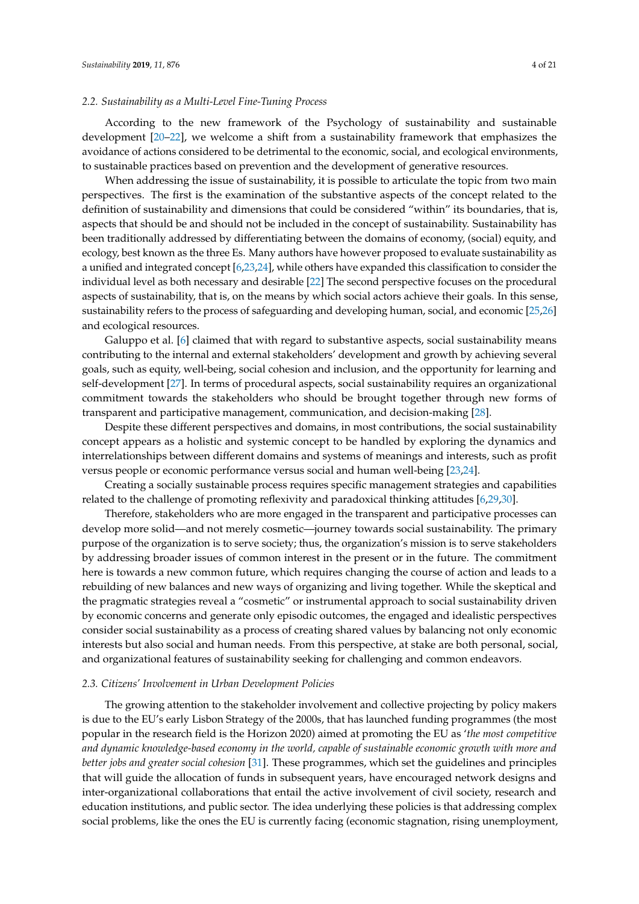### 2.2. Sustainability as a Multi-Level Fine-Tuning Process

According to the new framework of the Psychology of sustainability and sustainable development [20–22], we welcome a shift from a sustainability framework that emphasizes the avoidance of actions considered to be detrimental to the economic, social, and ecological environments, to sustainable practices based on prevention and the development of generative resources.

When addressing the issue of sustainability, it is possible to articulate the topic from two main perspectives. The first is the examination of the substantive aspects of the concept related to the definition of sustainability and dimensions that could be considered "within" its boundaries, that is, aspects that should be and should not be included in the concept of sustainability. Sustainability has been traditionally addressed by differentiating between the domains of economy, (social) equity, and ecology, best known as the three Es. Many authors have however proposed to evaluate sustainability as a unified and integrated concept [6,23,24], while others have expanded this classification to consider the individual level as both necessary and desirable [22] The second perspective focuses on the procedural aspects of sustainability, that is, on the means by which social actors achieve their goals. In this sense, sustainability refers to the process of safeguarding and developing human, social, and economic [25,26] and ecological resources.

Galuppo et al. [6] claimed that with regard to substantive aspects, social sustainability means contributing to the internal and external stakeholders' development and growth by achieving several goals, such as equity, well-being, social cohesion and inclusion, and the opportunity for learning and self-development [27]. In terms of procedural aspects, social sustainability requires an organizational commitment towards the stakeholders who should be brought together through new forms of transparent and participative management, communication, and decision-making [28].

Despite these different perspectives and domains, in most contributions, the social sustainability concept appears as a holistic and systemic concept to be handled by exploring the dynamics and interrelationships between different domains and systems of meanings and interests, such as profit versus people or economic performance versus social and human well-being [23,24].

Creating a socially sustainable process requires specific management strategies and capabilities related to the challenge of promoting reflexivity and paradoxical thinking attitudes [6,29,30].

Therefore, stakeholders who are more engaged in the transparent and participative processes can develop more solid—and not merely cosmetic—journey towards social sustainability. The primary purpose of the organization is to serve society; thus, the organization's mission is to serve stakeholders by addressing broader issues of common interest in the present or in the future. The commitment here is towards a new common future, which requires changing the course of action and leads to a rebuilding of new balances and new ways of organizing and living together. While the skeptical and the pragmatic strategies reveal a "cosmetic" or instrumental approach to social sustainability driven by economic concerns and generate only episodic outcomes, the engaged and idealistic perspectives consider social sustainability as a process of creating shared values by balancing not only economic interests but also social and human needs. From this perspective, at stake are both personal, social, and organizational features of sustainability seeking for challenging and common endeavors.

### 2.3. Citizens' Involvement in Urban Development Policies

The growing attention to the stakeholder involvement and collective projecting by policy makers is due to the EU's early Lisbon Strategy of the 2000s, that has launched funding programmes (the most popular in the research field is the Horizon 2020) aimed at promoting the EU as '*the most competitive and dynamic knowledge-based economy in the world, capable of sustainable economic growth with more and better jobs and greater social cohesion* [31]. These programmes, which set the guidelines and principles that will guide the allocation of funds in subsequent years, have encouraged network designs and inter-organizational collaborations that entail the active involvement of civil society, research and education institutions, and public sector. The idea underlying these policies is that addressing complex social problems, like the ones the EU is currently facing (economic stagnation, rising unemployment,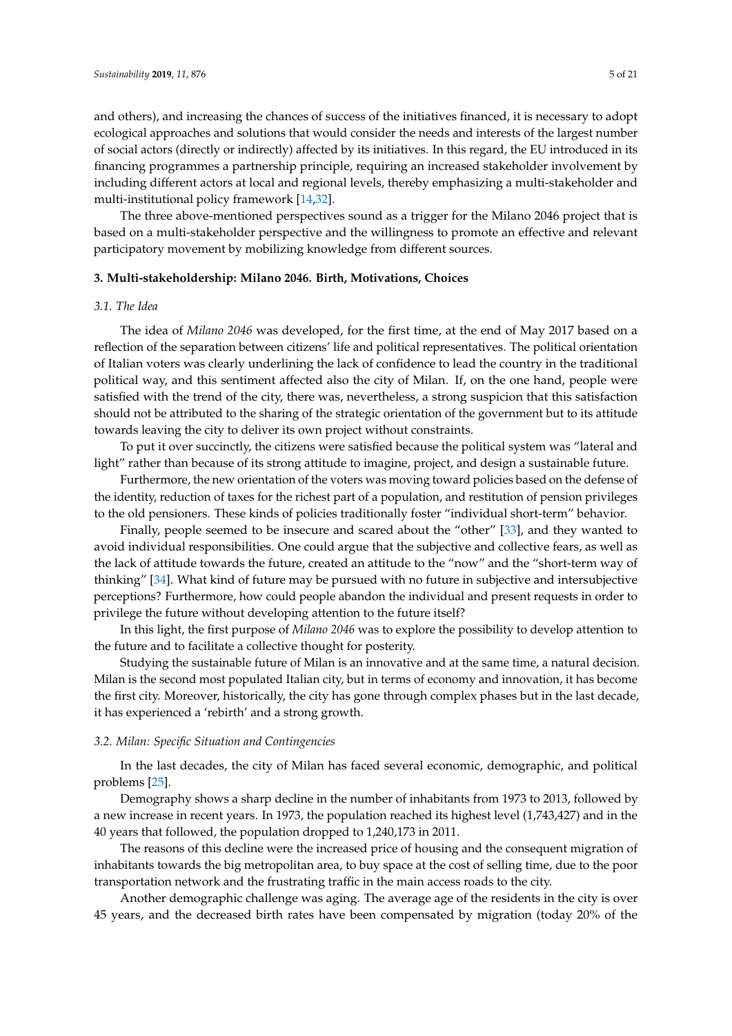and others), and increasing the chances of success of the initiatives financed, it is necessary to adopt ecological approaches and solutions that would consider the needs and interests of the largest number of social actors (directly or indirectly) affected by its initiatives. In this regard, the EU introduced in its financing programmes a partnership principle, requiring an increased stakeholder involvement by including different actors at local and regional levels, thereby emphasizing a multi-stakeholder and multi-institutional policy framework [14,32].

The three above-mentioned perspectives sound as a trigger for the Milano 2046 project that is based on a multi-stakeholder perspective and the willingness to promote an effective and relevant participatory movement by mobilizing knowledge from different sources.

## 3. Multi-stakeholdership: Milano 2046. Birth, Motivations, Choices

### *3.1. The Idea*

The idea of *Milano 2046* was developed, for the first time, at the end of May 2017 based on a reflection of the separation between citizens' life and political representatives. The political orientation of Italian voters was clearly underlining the lack of confidence to lead the country in the traditional political way, and this sentiment affected also the city of Milan. If, on the one hand, people were satisfied with the trend of the city, there was, nevertheless, a strong suspicion that this satisfaction should not be attributed to the sharing of the strategic orientation of the government but to its attitude towards leaving the city to deliver its own project without constraints.

To put it over succinctly, the citizens were satisfied because the political system was "lateral and light" rather than because of its strong attitude to imagine, project, and design a sustainable future.

Furthermore, the new orientation of the voters was moving toward policies based on the defense of the identity, reduction of taxes for the richest part of a population, and restitution of pension privileges to the old pensioners. These kinds of policies traditionally foster "individual short-term" behavior.

Finally, people seemed to be insecure and scared about the "other" [33], and they wanted to avoid individual responsibilities. One could argue that the subjective and collective fears, as well as the lack of attitude towards the future, created an attitude to the "now" and the "short-term way of thinking" [34]. What kind of future may be pursued with no future in subjective and intersubjective perceptions? Furthermore, how could people abandon the individual and present requests in order to privilege the future without developing attention to the future itself?

In this light, the first purpose of *Milano 2046* was to explore the possibility to develop attention to the future and to facilitate a collective thought for posterity.

Studying the sustainable future of Milan is an innovative and at the same time, a natural decision. Milan is the second most populated Italian city, but in terms of economy and innovation, it has become the first city. Moreover, historically, the city has gone through complex phases but in the last decade, it has experienced a 'rebirth' and a strong growth.

### *3.2. Milan: Specific Situation and Contingencies*

In the last decades, the city of Milan has faced several economic, demographic, and political problems [25].

Demography shows a sharp decline in the number of inhabitants from 1973 to 2013, followed by a new increase in recent years. In 1973, the population reached its highest level (1,743,427) and in the 40 years that followed, the population dropped to 1,240,173 in 2011.

The reasons of this decline were the increased price of housing and the consequent migration of inhabitants towards the big metropolitan area, to buy space at the cost of selling time, due to the poor transportation network and the frustrating traffic in the main access roads to the city.

Another demographic challenge was aging. The average age of the residents in the city is over 45 years, and the decreased birth rates have been compensated by migration (today 20% of the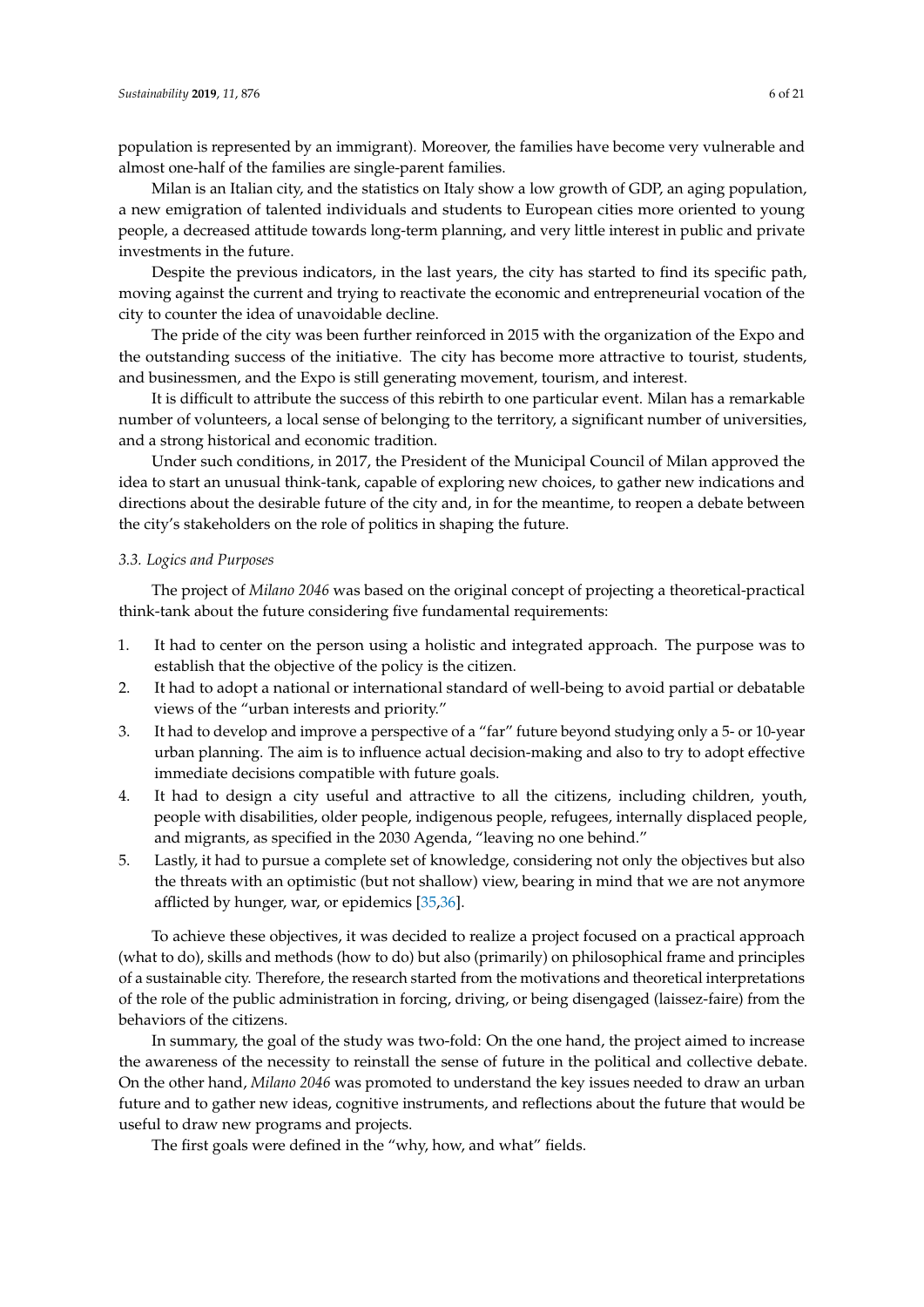population is represented by an immigrant). Moreover, the families have become very vulnerable and almost one-half of the families are single-parent families.

Milan is an Italian city, and the statistics on Italy show a low growth of GDP, an aging population, a new emigration of talented individuals and students to European cities more oriented to young people, a decreased attitude towards long-term planning, and very little interest in public and private investments in the future.

Despite the previous indicators, in the last years, the city has started to find its specific path, moving against the current and trying to reactivate the economic and entrepreneurial vocation of the city to counter the idea of unavoidable decline.

The pride of the city was been further reinforced in 2015 with the organization of the Expo and the outstanding success of the initiative. The city has become more attractive to tourist, students, and businessmen, and the Expo is still generating movement, tourism, and interest.

It is difficult to attribute the success of this rebirth to one particular event. Milan has a remarkable number of volunteers, a local sense of belonging to the territory, a significant number of universities, and a strong historical and economic tradition.

Under such conditions, in 2017, the President of the Municipal Council of Milan approved the idea to start an unusual think-tank, capable of exploring new choices, to gather new indications and directions about the desirable future of the city and, in for the meantime, to reopen a debate between the city's stakeholders on the role of politics in shaping the future.

### 3.3. Logics and Purposes

The project of *Milano 2046* was based on the original concept of projecting a theoretical-practical think-tank about the future considering five fundamental requirements:

1. It had to center on the person using a holistic and integrated approach. The purpose was to establish that the objective of the policy is the citizen.
2. It had to adopt a national or international standard of well-being to avoid partial or debatable views of the "urban interests and priority."
3. It had to develop and improve a perspective of a "far" future beyond studying only a 5- or 10-year urban planning. The aim is to influence actual decision-making and also to try to adopt effective immediate decisions compatible with future goals.
4. It had to design a city useful and attractive to all the citizens, including children, youth, people with disabilities, older people, indigenous people, refugees, internally displaced people, and migrants, as specified in the 2030 Agenda, "leaving no one behind."
5. Lastly, it had to pursue a complete set of knowledge, considering not only the objectives but also the threats with an optimistic (but not shallow) view, bearing in mind that we are not anymore afflicted by hunger, war, or epidemics [35,36].

To achieve these objectives, it was decided to realize a project focused on a practical approach (what to do), skills and methods (how to do) but also (primarily) on philosophical frame and principles of a sustainable city. Therefore, the research started from the motivations and theoretical interpretations of the role of the public administration in forcing, driving, or being disengaged (laissez-faire) from the behaviors of the citizens.

In summary, the goal of the study was two-fold: On the one hand, the project aimed to increase the awareness of the necessity to reinstall the sense of future in the political and collective debate. On the other hand, *Milano 2046* was promoted to understand the key issues needed to draw an urban future and to gather new ideas, cognitive instruments, and reflections about the future that would be useful to draw new programs and projects.

The first goals were defined in the "why, how, and what" fields.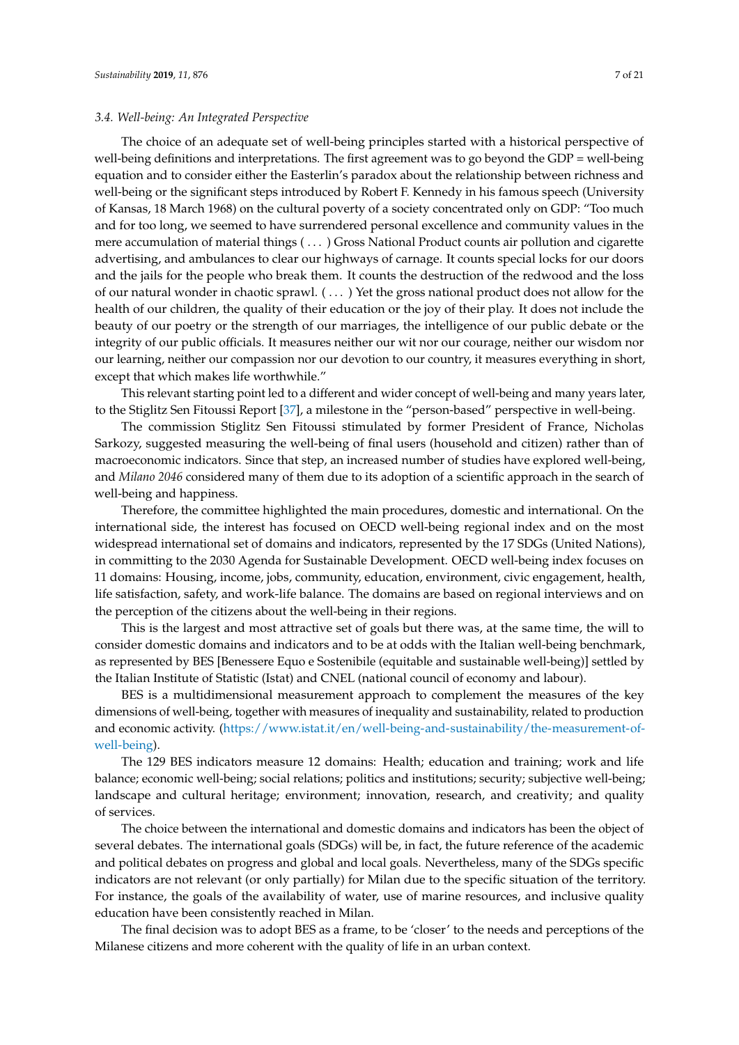*3.4. Well-being: An Integrated Perspective*

The choice of an adequate set of well-being principles started with a historical perspective of well-being definitions and interpretations. The first agreement was to go beyond the GDP = well-being equation and to consider either the Easterlin's paradox about the relationship between richness and well-being or the significant steps introduced by Robert F. Kennedy in his famous speech (University of Kansas, 18 March 1968) on the cultural poverty of a society concentrated only on GDP: "Too much and for too long, we seemed to have surrendered personal excellence and community values in the mere accumulation of material things ( . . . ) Gross National Product counts air pollution and cigarette advertising, and ambulances to clear our highways of carnage. It counts special locks for our doors and the jails for the people who break them. It counts the destruction of the redwood and the loss of our natural wonder in chaotic sprawl. ( . . . ) Yet the gross national product does not allow for the health of our children, the quality of their education or the joy of their play. It does not include the beauty of our poetry or the strength of our marriages, the intelligence of our public debate or the integrity of our public officials. It measures neither our wit nor our courage, neither our wisdom nor our learning, neither our compassion nor our devotion to our country, it measures everything in short, except that which makes life worthwhile."

This relevant starting point led to a different and wider concept of well-being and many years later, to the Stiglitz Sen Fitoussi Report [37], a milestone in the "person-based" perspective in well-being.

The commission Stiglitz Sen Fitoussi stimulated by former President of France, Nicholas Sarkozy, suggested measuring the well-being of final users (household and citizen) rather than of macroeconomic indicators. Since that step, an increased number of studies have explored well-being, and *Milano 2046* considered many of them due to its adoption of a scientific approach in the search of well-being and happiness.

Therefore, the committee highlighted the main procedures, domestic and international. On the international side, the interest has focused on OECD well-being regional index and on the most widespread international set of domains and indicators, represented by the 17 SDGs (United Nations), in committing to the 2030 Agenda for Sustainable Development. OECD well-being index focuses on 11 domains: Housing, income, jobs, community, education, environment, civic engagement, health, life satisfaction, safety, and work-life balance. The domains are based on regional interviews and on the perception of the citizens about the well-being in their regions.

This is the largest and most attractive set of goals but there was, at the same time, the will to consider domestic domains and indicators and to be at odds with the Italian well-being benchmark, as represented by BES [Benessere Equo e Sostenibile (equitable and sustainable well-being)] settled by the Italian Institute of Statistic (Istat) and CNEL (national council of economy and labour).

BES is a multidimensional measurement approach to complement the measures of the key dimensions of well-being, together with measures of inequality and sustainability, related to production and economic activity. (https://www.istat.it/en/well-being-and-sustainability/the-measurement-of-well-being).

The 129 BES indicators measure 12 domains: Health; education and training; work and life balance; economic well-being; social relations; politics and institutions; security; subjective well-being; landscape and cultural heritage; environment; innovation, research, and creativity; and quality of services.

The choice between the international and domestic domains and indicators has been the object of several debates. The international goals (SDGs) will be, in fact, the future reference of the academic and political debates on progress and global and local goals. Nevertheless, many of the SDGs specific indicators are not relevant (or only partially) for Milan due to the specific situation of the territory. For instance, the goals of the availability of water, use of marine resources, and inclusive quality education have been consistently reached in Milan.

The final decision was to adopt BES as a frame, to be 'closer' to the needs and perceptions of the Milanese citizens and more coherent with the quality of life in an urban context.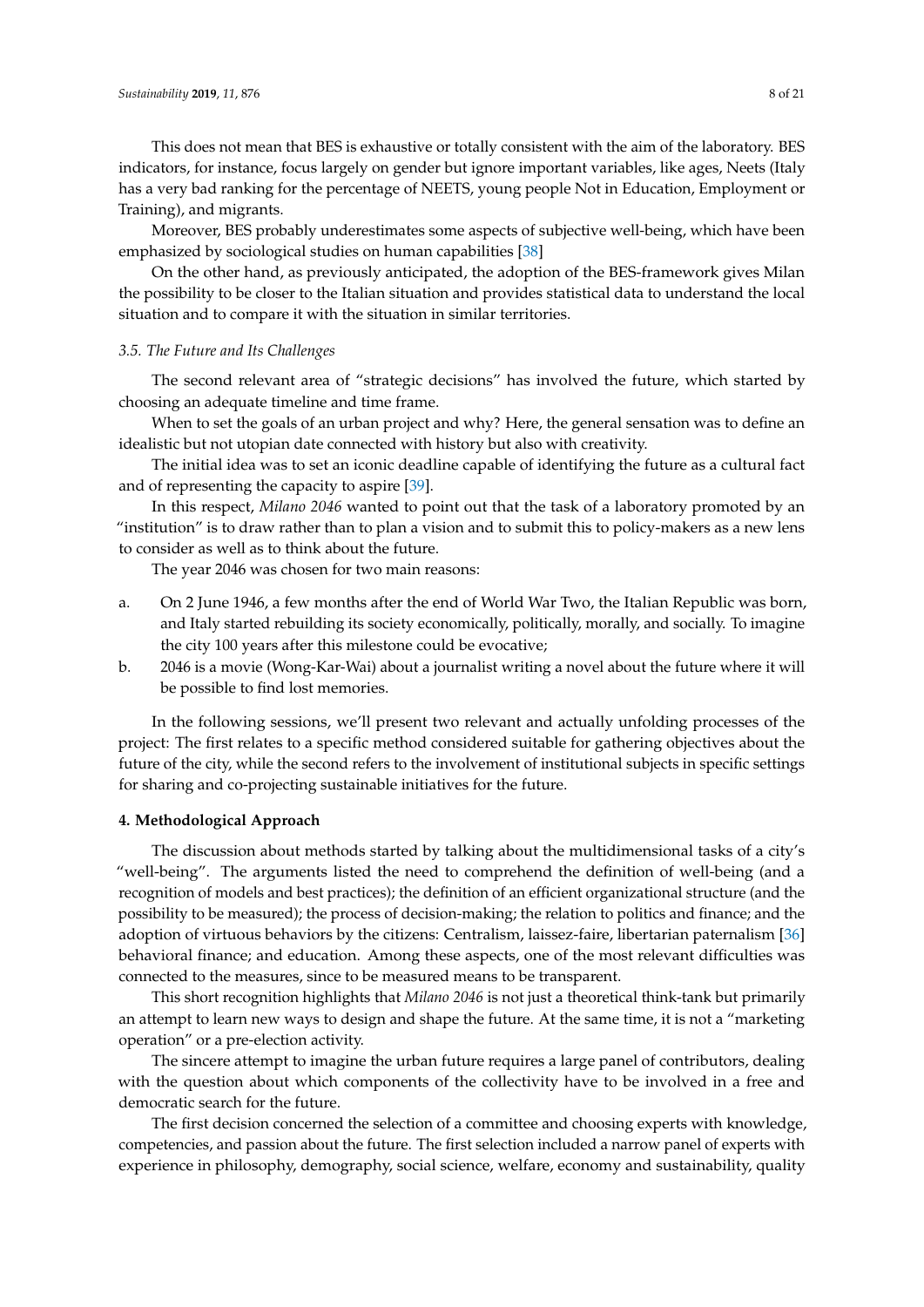This does not mean that BES is exhaustive or totally consistent with the aim of the laboratory. BES indicators, for instance, focus largely on gender but ignore important variables, like ages, Neets (Italy has a very bad ranking for the percentage of NEETS, young people Not in Education, Employment or Training), and migrants.

Moreover, BES probably underestimates some aspects of subjective well-being, which have been emphasized by sociological studies on human capabilities [38]

On the other hand, as previously anticipated, the adoption of the BES-framework gives Milan the possibility to be closer to the Italian situation and provides statistical data to understand the local situation and to compare it with the situation in similar territories.

### *3.5. The Future and Its Challenges*

The second relevant area of "strategic decisions" has involved the future, which started by choosing an adequate timeline and time frame.

When to set the goals of an urban project and why? Here, the general sensation was to define an idealistic but not utopian date connected with history but also with creativity.

The initial idea was to set an iconic deadline capable of identifying the future as a cultural fact and of representing the capacity to aspire [39].

In this respect, *Milano 2046* wanted to point out that the task of a laboratory promoted by an "institution" is to draw rather than to plan a vision and to submit this to policy-makers as a new lens to consider as well as to think about the future.

The year 2046 was chosen for two main reasons:

a. On 2 June 1946, a few months after the end of World War Two, the Italian Republic was born, and Italy started rebuilding its society economically, politically, morally, and socially. To imagine the city 100 years after this milestone could be evocative;
b. 2046 is a movie (Wong-Kar-Wai) about a journalist writing a novel about the future where it will be possible to find lost memories.

In the following sessions, we'll present two relevant and actually unfolding processes of the project: The first relates to a specific method considered suitable for gathering objectives about the future of the city, while the second refers to the involvement of institutional subjects in specific settings for sharing and co-projecting sustainable initiatives for the future.

## **4. Methodological Approach**

The discussion about methods started by talking about the multidimensional tasks of a city's "well-being". The arguments listed the need to comprehend the definition of well-being (and a recognition of models and best practices); the definition of an efficient organizational structure (and the possibility to be measured); the process of decision-making; the relation to politics and finance; and the adoption of virtuous behaviors by the citizens: Centralism, laissez-faire, libertarian paternalism [36] behavioral finance; and education. Among these aspects, one of the most relevant difficulties was connected to the measures, since to be measured means to be transparent.

This short recognition highlights that *Milano 2046* is not just a theoretical think-tank but primarily an attempt to learn new ways to design and shape the future. At the same time, it is not a "marketing operation" or a pre-election activity.

The sincere attempt to imagine the urban future requires a large panel of contributors, dealing with the question about which components of the collectivity have to be involved in a free and democratic search for the future.

The first decision concerned the selection of a committee and choosing experts with knowledge, competencies, and passion about the future. The first selection included a narrow panel of experts with experience in philosophy, demography, social science, welfare, economy and sustainability, quality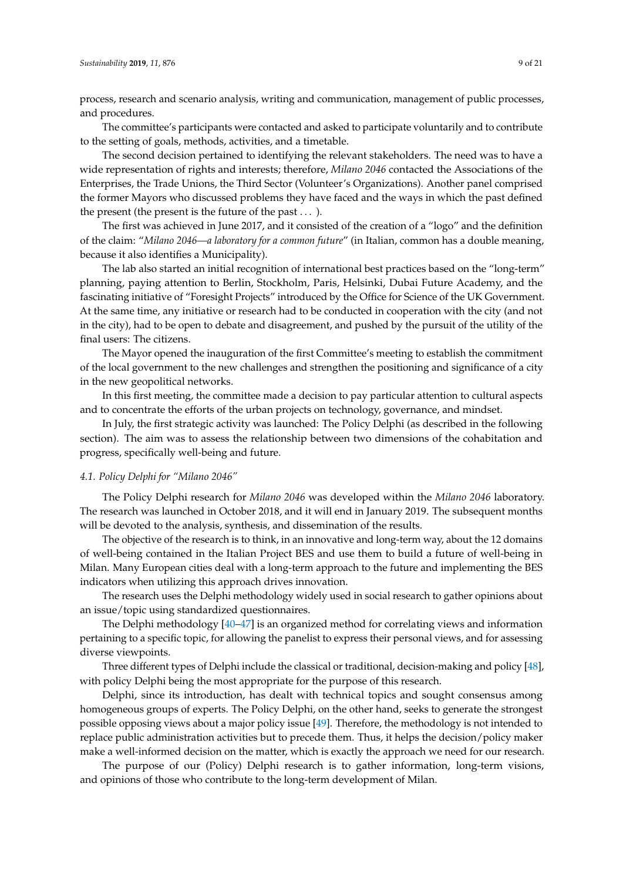process, research and scenario analysis, writing and communication, management of public processes, and procedures.

The committee's participants were contacted and asked to participate voluntarily and to contribute to the setting of goals, methods, activities, and a timetable.

The second decision pertained to identifying the relevant stakeholders. The need was to have a wide representation of rights and interests; therefore, *Milano 2046* contacted the Associations of the Enterprises, the Trade Unions, the Third Sector (Volunteer's Organizations). Another panel comprised the former Mayors who discussed problems they have faced and the ways in which the past defined the present (the present is the future of the past . . . ).

The first was achieved in June 2017, and it consisted of the creation of a "logo" and the definition of the claim: "*Milano 2046—a laboratory for a common future*" (in Italian, common has a double meaning, because it also identifies a Municipality).

The lab also started an initial recognition of international best practices based on the "long-term" planning, paying attention to Berlin, Stockholm, Paris, Helsinki, Dubai Future Academy, and the fascinating initiative of "Foresight Projects" introduced by the Office for Science of the UK Government. At the same time, any initiative or research had to be conducted in cooperation with the city (and not in the city), had to be open to debate and disagreement, and pushed by the pursuit of the utility of the final users: The citizens.

The Mayor opened the inauguration of the first Committee's meeting to establish the commitment of the local government to the new challenges and strengthen the positioning and significance of a city in the new geopolitical networks.

In this first meeting, the committee made a decision to pay particular attention to cultural aspects and to concentrate the efforts of the urban projects on technology, governance, and mindset.

In July, the first strategic activity was launched: The Policy Delphi (as described in the following section). The aim was to assess the relationship between two dimensions of the cohabitation and progress, specifically well-being and future.

### *4.1. Policy Delphi for "Milano 2046"*

The Policy Delphi research for *Milano 2046* was developed within the *Milano 2046* laboratory. The research was launched in October 2018, and it will end in January 2019. The subsequent months will be devoted to the analysis, synthesis, and dissemination of the results.

The objective of the research is to think, in an innovative and long-term way, about the 12 domains of well-being contained in the Italian Project BES and use them to build a future of well-being in Milan. Many European cities deal with a long-term approach to the future and implementing the BES indicators when utilizing this approach drives innovation.

The research uses the Delphi methodology widely used in social research to gather opinions about an issue/topic using standardized questionnaires.

The Delphi methodology [40–47] is an organized method for correlating views and information pertaining to a specific topic, for allowing the panelist to express their personal views, and for assessing diverse viewpoints.

Three different types of Delphi include the classical or traditional, decision-making and policy [48], with policy Delphi being the most appropriate for the purpose of this research.

Delphi, since its introduction, has dealt with technical topics and sought consensus among homogeneous groups of experts. The Policy Delphi, on the other hand, seeks to generate the strongest possible opposing views about a major policy issue [49]. Therefore, the methodology is not intended to replace public administration activities but to precede them. Thus, it helps the decision/policy maker make a well-informed decision on the matter, which is exactly the approach we need for our research.

The purpose of our (Policy) Delphi research is to gather information, long-term visions, and opinions of those who contribute to the long-term development of Milan.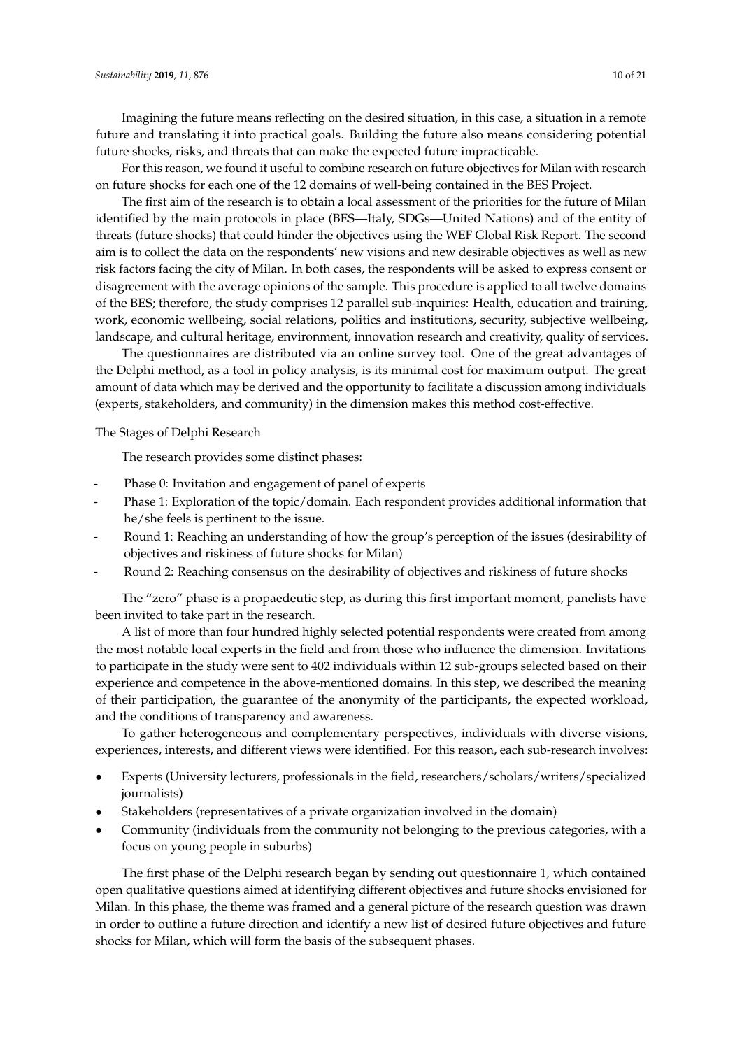Imagining the future means reflecting on the desired situation, in this case, a situation in a remote future and translating it into practical goals. Building the future also means considering potential future shocks, risks, and threats that can make the expected future impracticable.

For this reason, we found it useful to combine research on future objectives for Milan with research on future shocks for each one of the 12 domains of well-being contained in the BES Project.

The first aim of the research is to obtain a local assessment of the priorities for the future of Milan identified by the main protocols in place (BES—Italy, SDGs—United Nations) and of the entity of threats (future shocks) that could hinder the objectives using the WEF Global Risk Report. The second aim is to collect the data on the respondents' new visions and new desirable objectives as well as new risk factors facing the city of Milan. In both cases, the respondents will be asked to express consent or disagreement with the average opinions of the sample. This procedure is applied to all twelve domains of the BES; therefore, the study comprises 12 parallel sub-inquiries: Health, education and training, work, economic wellbeing, social relations, politics and institutions, security, subjective wellbeing, landscape, and cultural heritage, environment, innovation research and creativity, quality of services.

The questionnaires are distributed via an online survey tool. One of the great advantages of the Delphi method, as a tool in policy analysis, is its minimal cost for maximum output. The great amount of data which may be derived and the opportunity to facilitate a discussion among individuals (experts, stakeholders, and community) in the dimension makes this method cost-effective.

The Stages of Delphi Research

The research provides some distinct phases:

- Phase 0: Invitation and engagement of panel of experts
- Phase 1: Exploration of the topic/domain. Each respondent provides additional information that he/she feels is pertinent to the issue.
- Round 1: Reaching an understanding of how the group's perception of the issues (desirability of objectives and riskiness of future shocks for Milan)
- Round 2: Reaching consensus on the desirability of objectives and riskiness of future shocks

The "zero" phase is a propaedeutic step, as during this first important moment, panelists have been invited to take part in the research.

A list of more than four hundred highly selected potential respondents were created from among the most notable local experts in the field and from those who influence the dimension. Invitations to participate in the study were sent to 402 individuals within 12 sub-groups selected based on their experience and competence in the above-mentioned domains. In this step, we described the meaning of their participation, the guarantee of the anonymity of the participants, the expected workload, and the conditions of transparency and awareness.

To gather heterogeneous and complementary perspectives, individuals with diverse visions, experiences, interests, and different views were identified. For this reason, each sub-research involves:

- Experts (University lecturers, professionals in the field, researchers/scholars/writers/specialized journalists)
- Stakeholders (representatives of a private organization involved in the domain)
- Community (individuals from the community not belonging to the previous categories, with a focus on young people in suburbs)

The first phase of the Delphi research began by sending out questionnaire 1, which contained open qualitative questions aimed at identifying different objectives and future shocks envisioned for Milan. In this phase, the theme was framed and a general picture of the research question was drawn in order to outline a future direction and identify a new list of desired future objectives and future shocks for Milan, which will form the basis of the subsequent phases.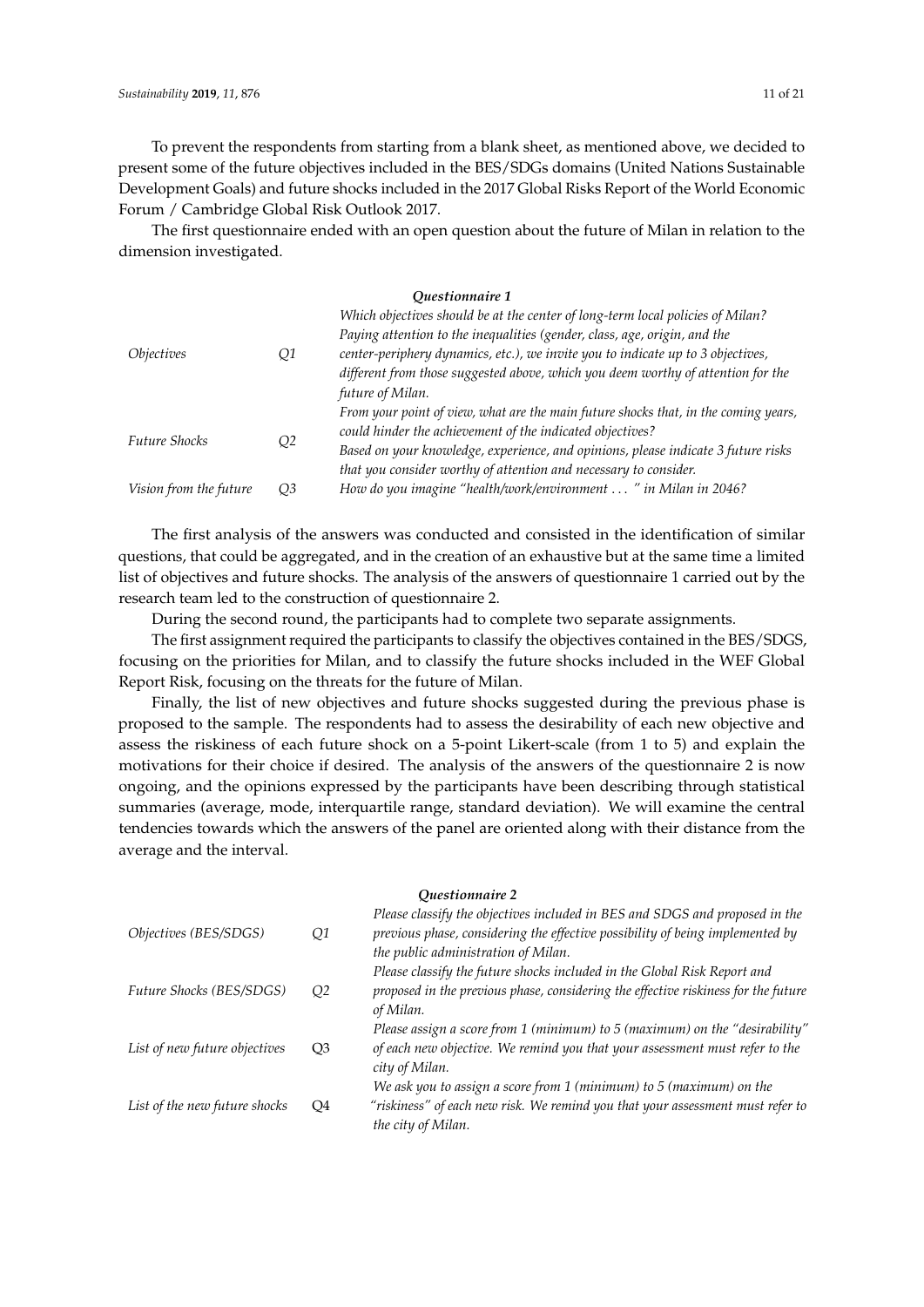To prevent the respondents from starting from a blank sheet, as mentioned above, we decided to present some of the future objectives included in the BES/SDGs domains (United Nations Sustainable Development Goals) and future shocks included in the 2017 Global Risks Report of the World Economic Forum / Cambridge Global Risk Outlook 2017.

The first questionnaire ended with an open question about the future of Milan in relation to the dimension investigated.

***Questionnaire 1***

| | | |
|---|---|---|
| *Objectives* | *Q1* | *Which objectives should be at the center of long-term local policies of Milan? Paying attention to the inequalities (gender, class, age, origin, and the center-periphery dynamics, etc.), we invite you to indicate up to 3 objectives, different from those suggested above, which you deem worthy of attention for the future of Milan.* |
| *Future Shocks* | *Q2* | *From your point of view, what are the main future shocks that, in the coming years, could hinder the achievement of the indicated objectives? Based on your knowledge, experience, and opinions, please indicate 3 future risks that you consider worthy of attention and necessary to consider.* |
| *Vision from the future* | *Q3* | *How do you imagine "health/work/environment … " in Milan in 2046?* |

The first analysis of the answers was conducted and consisted in the identification of similar questions, that could be aggregated, and in the creation of an exhaustive but at the same time a limited list of objectives and future shocks. The analysis of the answers of questionnaire 1 carried out by the research team led to the construction of questionnaire 2.

During the second round, the participants had to complete two separate assignments.

The first assignment required the participants to classify the objectives contained in the BES/SDGS, focusing on the priorities for Milan, and to classify the future shocks included in the WEF Global Report Risk, focusing on the threats for the future of Milan.

Finally, the list of new objectives and future shocks suggested during the previous phase is proposed to the sample. The respondents had to assess the desirability of each new objective and assess the riskiness of each future shock on a 5-point Likert-scale (from 1 to 5) and explain the motivations for their choice if desired. The analysis of the answers of the questionnaire 2 is now ongoing, and the opinions expressed by the participants have been describing through statistical summaries (average, mode, interquartile range, standard deviation). We will examine the central tendencies towards which the answers of the panel are oriented along with their distance from the average and the interval.

***Questionnaire 2***

| | | |
|---|---|---|
| *Objectives (BES/SDGS)* | *Q1* | *Please classify the objectives included in BES and SDGS and proposed in the previous phase, considering the effective possibility of being implemented by the public administration of Milan.* |
| *Future Shocks (BES/SDGS)* | *Q2* | *Please classify the future shocks included in the Global Risk Report and proposed in the previous phase, considering the effective riskiness for the future of Milan.* |
| *List of new future objectives* | *Q3* | *Please assign a score from 1 (minimum) to 5 (maximum) on the "desirability" of each new objective. We remind you that your assessment must refer to the city of Milan.* |
| *List of the new future shocks* | *Q4* | *We ask you to assign a score from 1 (minimum) to 5 (maximum) on the "riskiness" of each new risk. We remind you that your assessment must refer to the city of Milan.* |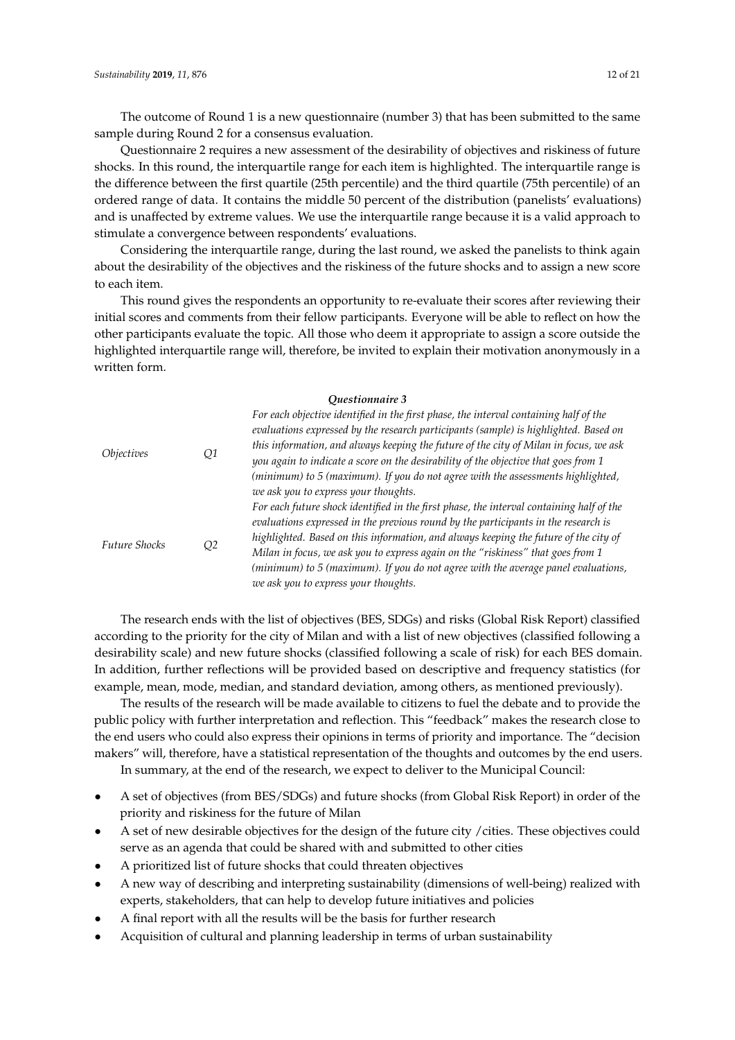The outcome of Round 1 is a new questionnaire (number 3) that has been submitted to the same sample during Round 2 for a consensus evaluation.

Questionnaire 2 requires a new assessment of the desirability of objectives and riskiness of future shocks. In this round, the interquartile range for each item is highlighted. The interquartile range is the difference between the first quartile (25th percentile) and the third quartile (75th percentile) of an ordered range of data. It contains the middle 50 percent of the distribution (panelists' evaluations) and is unaffected by extreme values. We use the interquartile range because it is a valid approach to stimulate a convergence between respondents' evaluations.

Considering the interquartile range, during the last round, we asked the panelists to think again about the desirability of the objectives and the riskiness of the future shocks and to assign a new score to each item.

This round gives the respondents an opportunity to re-evaluate their scores after reviewing their initial scores and comments from their fellow participants. Everyone will be able to reflect on how the other participants evaluate the topic. All those who deem it appropriate to assign a score outside the highlighted interquartile range will, therefore, be invited to explain their motivation anonymously in a written form.

| | | ***Questionnaire 3*** |
|---|---|---|
| *Objectives* | *Q1* | *For each objective identified in the first phase, the interval containing half of the evaluations expressed by the research participants (sample) is highlighted. Based on this information, and always keeping the future of the city of Milan in focus, we ask you again to indicate a score on the desirability of the objective that goes from 1 (minimum) to 5 (maximum). If you do not agree with the assessments highlighted, we ask you to express your thoughts.* |
| *Future Shocks* | *Q2* | *For each future shock identified in the first phase, the interval containing half of the evaluations expressed in the previous round by the participants in the research is highlighted. Based on this information, and always keeping the future of the city of Milan in focus, we ask you to express again on the "riskiness" that goes from 1 (minimum) to 5 (maximum). If you do not agree with the average panel evaluations, we ask you to express your thoughts.* |

The research ends with the list of objectives (BES, SDGs) and risks (Global Risk Report) classified according to the priority for the city of Milan and with a list of new objectives (classified following a desirability scale) and new future shocks (classified following a scale of risk) for each BES domain. In addition, further reflections will be provided based on descriptive and frequency statistics (for example, mean, mode, median, and standard deviation, among others, as mentioned previously).

The results of the research will be made available to citizens to fuel the debate and to provide the public policy with further interpretation and reflection. This "feedback" makes the research close to the end users who could also express their opinions in terms of priority and importance. The "decision makers" will, therefore, have a statistical representation of the thoughts and outcomes by the end users.

In summary, at the end of the research, we expect to deliver to the Municipal Council:

- A set of objectives (from BES/SDGs) and future shocks (from Global Risk Report) in order of the priority and riskiness for the future of Milan
- A set of new desirable objectives for the design of the future city /cities. These objectives could serve as an agenda that could be shared with and submitted to other cities
- A prioritized list of future shocks that could threaten objectives
- A new way of describing and interpreting sustainability (dimensions of well-being) realized with experts, stakeholders, that can help to develop future initiatives and policies
- A final report with all the results will be the basis for further research
- Acquisition of cultural and planning leadership in terms of urban sustainability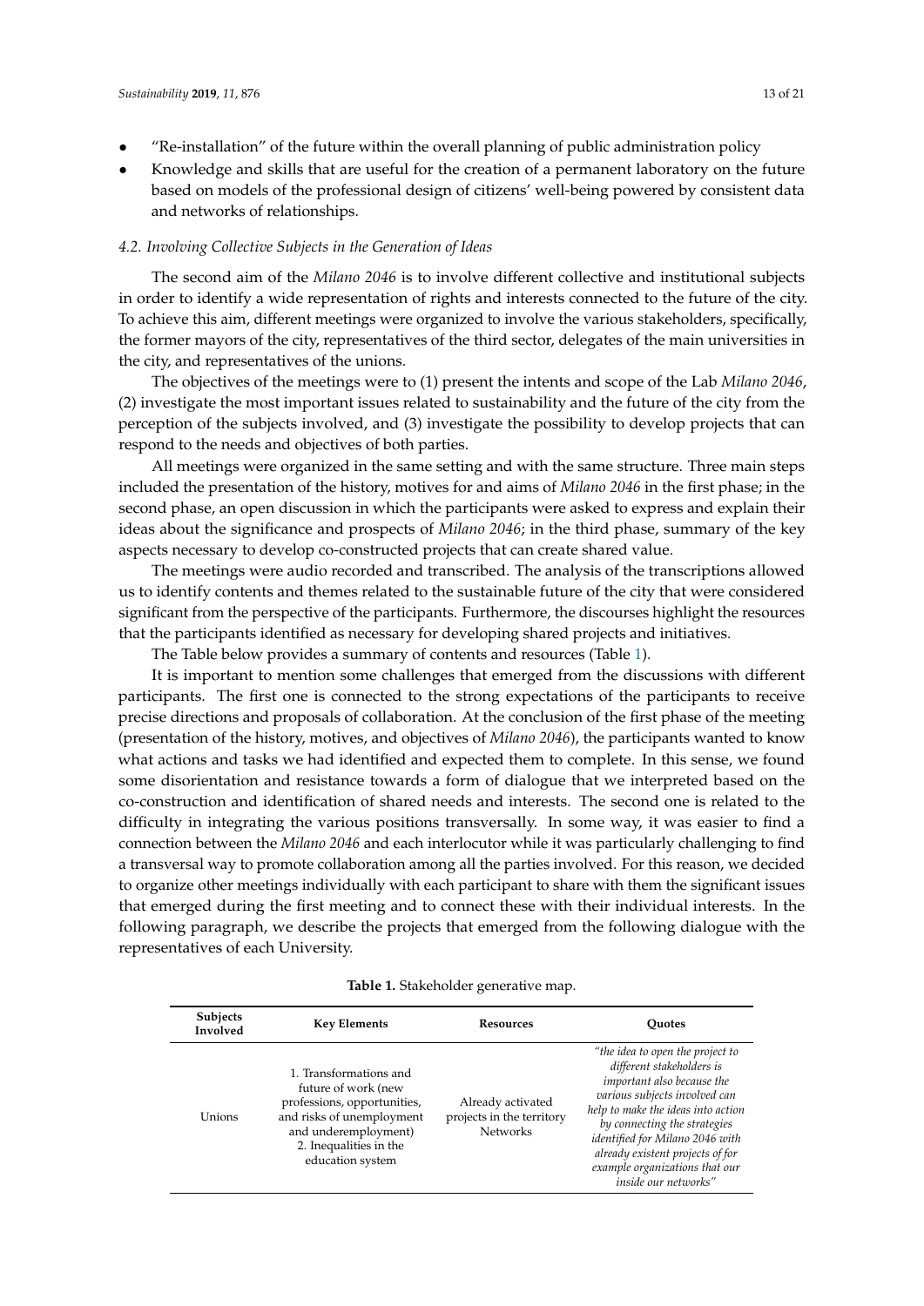- "Re-installation" of the future within the overall planning of public administration policy
- Knowledge and skills that are useful for the creation of a permanent laboratory on the future based on models of the professional design of citizens' well-being powered by consistent data and networks of relationships.

### 4.2. Involving Collective Subjects in the Generation of Ideas

The second aim of the *Milano 2046* is to involve different collective and institutional subjects in order to identify a wide representation of rights and interests connected to the future of the city. To achieve this aim, different meetings were organized to involve the various stakeholders, specifically, the former mayors of the city, representatives of the third sector, delegates of the main universities in the city, and representatives of the unions.

The objectives of the meetings were to (1) present the intents and scope of the Lab *Milano 2046*, (2) investigate the most important issues related to sustainability and the future of the city from the perception of the subjects involved, and (3) investigate the possibility to develop projects that can respond to the needs and objectives of both parties.

All meetings were organized in the same setting and with the same structure. Three main steps included the presentation of the history, motives for and aims of *Milano 2046* in the first phase; in the second phase, an open discussion in which the participants were asked to express and explain their ideas about the significance and prospects of *Milano 2046*; in the third phase, summary of the key aspects necessary to develop co-constructed projects that can create shared value.

The meetings were audio recorded and transcribed. The analysis of the transcriptions allowed us to identify contents and themes related to the sustainable future of the city that were considered significant from the perspective of the participants. Furthermore, the discourses highlight the resources that the participants identified as necessary for developing shared projects and initiatives.

The Table below provides a summary of contents and resources (Table 1).

It is important to mention some challenges that emerged from the discussions with different participants. The first one is connected to the strong expectations of the participants to receive precise directions and proposals of collaboration. At the conclusion of the first phase of the meeting (presentation of the history, motives, and objectives of *Milano 2046*), the participants wanted to know what actions and tasks we had identified and expected them to complete. In this sense, we found some disorientation and resistance towards a form of dialogue that we interpreted based on the co-construction and identification of shared needs and interests. The second one is related to the difficulty in integrating the various positions transversally. In some way, it was easier to find a connection between the *Milano 2046* and each interlocutor while it was particularly challenging to find a transversal way to promote collaboration among all the parties involved. For this reason, we decided to organize other meetings individually with each participant to share with them the significant issues that emerged during the first meeting and to connect these with their individual interests. In the following paragraph, we describe the projects that emerged from the following dialogue with the representatives of each University.

**Table 1.** Stakeholder generative map.

| Subjects Involved | Key Elements | Resources | Quotes |
|---|---|---|---|
| Unions | 1. Transformations and future of work (new professions, opportunities, and risks of unemployment and underemployment)<br>2. Inequalities in the education system | Already activated projects in the territory<br>Networks | *"the idea to open the project to different stakeholders is important also because the various subjects involved can help to make the ideas into action by connecting the strategies identified for Milano 2046 with already existent projects of for example organizations that our inside our networks"* |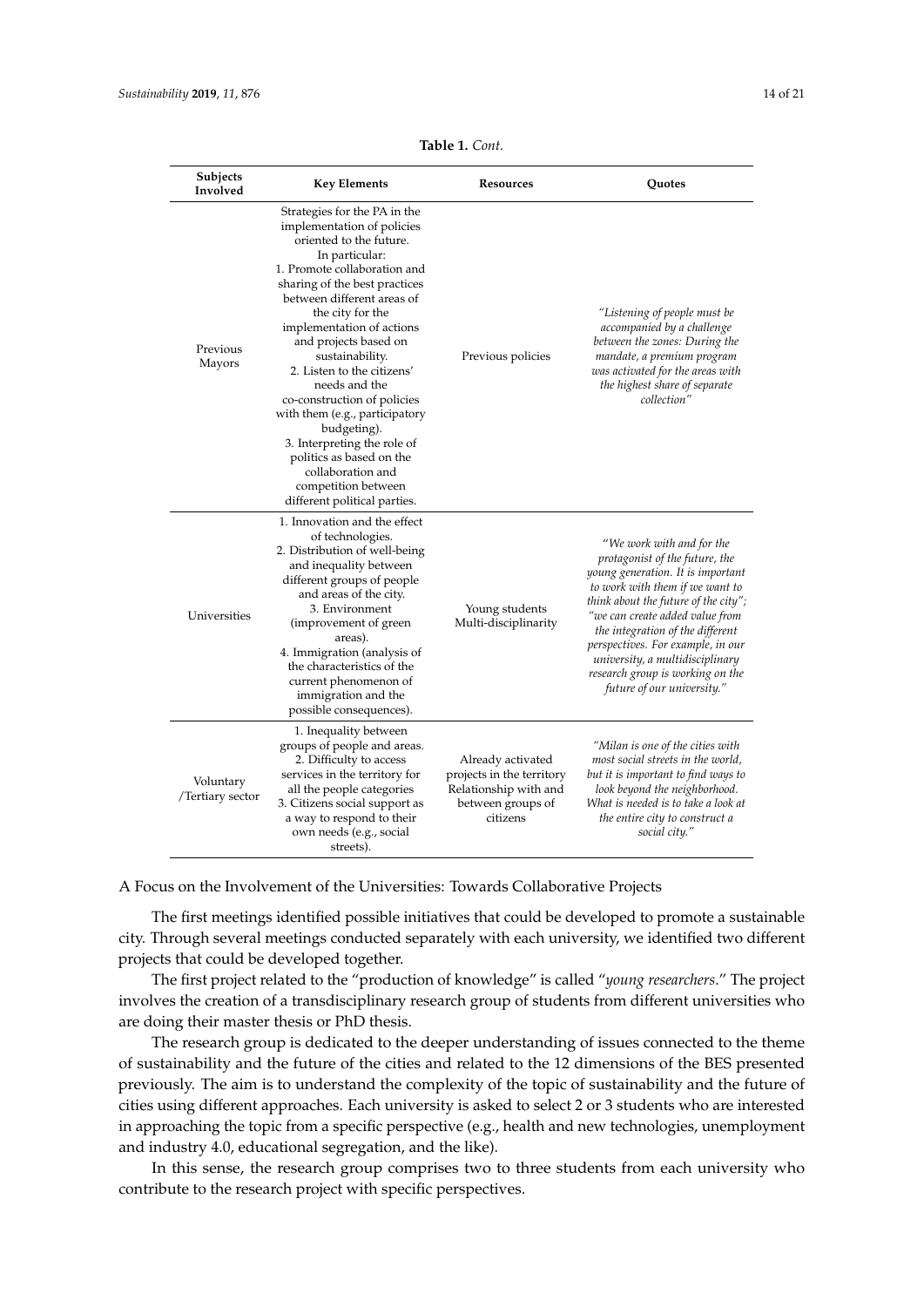**Table 1.** *Cont.*

| Subjects Involved | Key Elements | Resources | Quotes |
| --- | --- | --- | --- |
| Previous Mayors | Strategies for the PA in the implementation of policies oriented to the future. In particular: 1. Promote collaboration and sharing of the best practices between different areas of the city for the implementation of actions and projects based on sustainability. 2. Listen to the citizens' needs and the co-construction of policies with them (e.g., participatory budgeting). 3. Interpreting the role of politics as based on the collaboration and competition between different political parties. | Previous policies | *"Listening of people must be accompanied by a challenge between the zones: During the mandate, a premium program was activated for the areas with the highest share of separate collection"* |
| Universities | 1. Innovation and the effect of technologies. 2. Distribution of well-being and inequality between different groups of people and areas of the city. 3. Environment (improvement of green areas). 4. Immigration (analysis of the characteristics of the current phenomenon of immigration and the possible consequences). | Young students Multi-disciplinarity | *"We work with and for the protagonist of the future, the young generation. It is important to work with them if we want to think about the future of the city"; "we can create added value from the integration of the different perspectives. For example, in our university, a multidisciplinary research group is working on the future of our university."* |
| Voluntary /Tertiary sector | 1. Inequality between groups of people and areas. 2. Difficulty to access services in the territory for all the people categories 3. Citizens social support as a way to respond to their own needs (e.g., social streets). | Already activated projects in the territory Relationship with and between groups of citizens | *"Milan is one of the cities with most social streets in the world, but it is important to find ways to look beyond the neighborhood. What is needed is to take a look at the entire city to construct a social city."* |

A Focus on the Involvement of the Universities: Towards Collaborative Projects

The first meetings identified possible initiatives that could be developed to promote a sustainable city. Through several meetings conducted separately with each university, we identified two different projects that could be developed together.

The first project related to the "production of knowledge" is called "*young researchers*." The project involves the creation of a transdisciplinary research group of students from different universities who are doing their master thesis or PhD thesis.

The research group is dedicated to the deeper understanding of issues connected to the theme of sustainability and the future of the cities and related to the 12 dimensions of the BES presented previously. The aim is to understand the complexity of the topic of sustainability and the future of cities using different approaches. Each university is asked to select 2 or 3 students who are interested in approaching the topic from a specific perspective (e.g., health and new technologies, unemployment and industry 4.0, educational segregation, and the like).

In this sense, the research group comprises two to three students from each university who contribute to the research project with specific perspectives.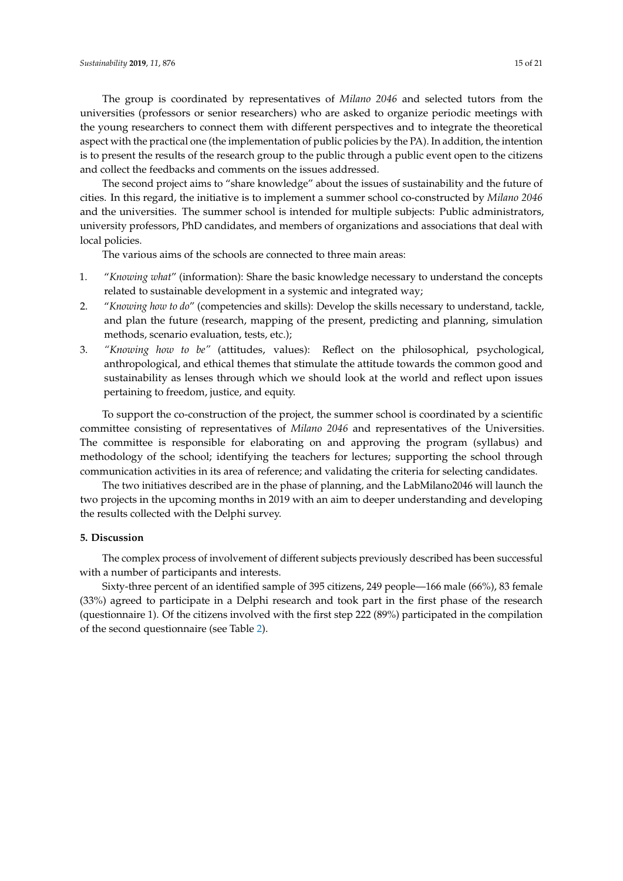The group is coordinated by representatives of *Milano 2046* and selected tutors from the universities (professors or senior researchers) who are asked to organize periodic meetings with the young researchers to connect them with different perspectives and to integrate the theoretical aspect with the practical one (the implementation of public policies by the PA). In addition, the intention is to present the results of the research group to the public through a public event open to the citizens and collect the feedbacks and comments on the issues addressed.

The second project aims to "share knowledge" about the issues of sustainability and the future of cities. In this regard, the initiative is to implement a summer school co-constructed by *Milano 2046* and the universities. The summer school is intended for multiple subjects: Public administrators, university professors, PhD candidates, and members of organizations and associations that deal with local policies.

The various aims of the schools are connected to three main areas:

1. "*Knowing what*" (information): Share the basic knowledge necessary to understand the concepts related to sustainable development in a systemic and integrated way;
2. "*Knowing how to do*" (competencies and skills): Develop the skills necessary to understand, tackle, and plan the future (research, mapping of the present, predicting and planning, simulation methods, scenario evaluation, tests, etc.);
3. "*Knowing how to be"* (attitudes, values): Reflect on the philosophical, psychological, anthropological, and ethical themes that stimulate the attitude towards the common good and sustainability as lenses through which we should look at the world and reflect upon issues pertaining to freedom, justice, and equity.

To support the co-construction of the project, the summer school is coordinated by a scientific committee consisting of representatives of *Milano 2046* and representatives of the Universities. The committee is responsible for elaborating on and approving the program (syllabus) and methodology of the school; identifying the teachers for lectures; supporting the school through communication activities in its area of reference; and validating the criteria for selecting candidates.

The two initiatives described are in the phase of planning, and the LabMilano2046 will launch the two projects in the upcoming months in 2019 with an aim to deeper understanding and developing the results collected with the Delphi survey.

## 5. Discussion

The complex process of involvement of different subjects previously described has been successful with a number of participants and interests.

Sixty-three percent of an identified sample of 395 citizens, 249 people—166 male (66%), 83 female (33%) agreed to participate in a Delphi research and took part in the first phase of the research (questionnaire 1). Of the citizens involved with the first step 222 (89%) participated in the compilation of the second questionnaire (see Table 2).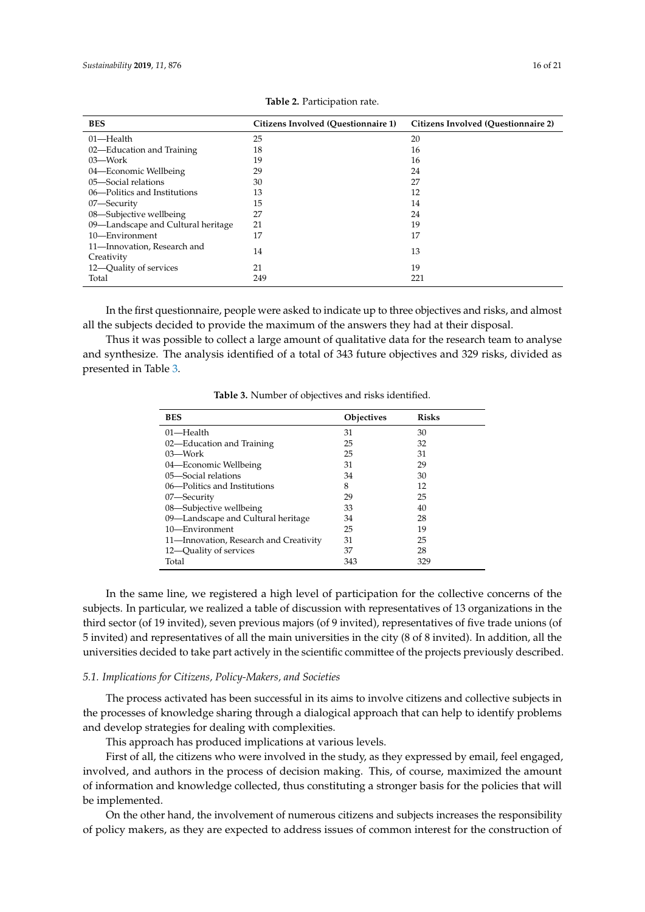**Table 2.** Participation rate.

| BES | Citizens Involved (Questionnaire 1) | Citizens Involved (Questionnaire 2) |
|---|---|---|
| 01—Health | 25 | 20 |
| 02—Education and Training | 18 | 16 |
| 03—Work | 19 | 16 |
| 04—Economic Wellbeing | 29 | 24 |
| 05—Social relations | 30 | 27 |
| 06—Politics and Institutions | 13 | 12 |
| 07—Security | 15 | 14 |
| 08—Subjective wellbeing | 27 | 24 |
| 09—Landscape and Cultural heritage | 21 | 19 |
| 10—Environment | 17 | 17 |
| 11—Innovation, Research and Creativity | 14 | 13 |
| 12—Quality of services | 21 | 19 |
| Total | 249 | 221 |

In the first questionnaire, people were asked to indicate up to three objectives and risks, and almost all the subjects decided to provide the maximum of the answers they had at their disposal.

Thus it was possible to collect a large amount of qualitative data for the research team to analyse and synthesize. The analysis identified of a total of 343 future objectives and 329 risks, divided as presented in Table 3.

**Table 3.** Number of objectives and risks identified.

| BES | Objectives | Risks |
|---|---|---|
| 01—Health | 31 | 30 |
| 02—Education and Training | 25 | 32 |
| 03—Work | 25 | 31 |
| 04—Economic Wellbeing | 31 | 29 |
| 05—Social relations | 34 | 30 |
| 06—Politics and Institutions | 8 | 12 |
| 07—Security | 29 | 25 |
| 08—Subjective wellbeing | 33 | 40 |
| 09—Landscape and Cultural heritage | 34 | 28 |
| 10—Environment | 25 | 19 |
| 11—Innovation, Research and Creativity | 31 | 25 |
| 12—Quality of services | 37 | 28 |
| Total | 343 | 329 |

In the same line, we registered a high level of participation for the collective concerns of the subjects. In particular, we realized a table of discussion with representatives of 13 organizations in the third sector (of 19 invited), seven previous majors (of 9 invited), representatives of five trade unions (of 5 invited) and representatives of all the main universities in the city (8 of 8 invited). In addition, all the universities decided to take part actively in the scientific committee of the projects previously described.

### *5.1. Implications for Citizens, Policy-Makers, and Societies*

The process activated has been successful in its aims to involve citizens and collective subjects in the processes of knowledge sharing through a dialogical approach that can help to identify problems and develop strategies for dealing with complexities.

This approach has produced implications at various levels.

First of all, the citizens who were involved in the study, as they expressed by email, feel engaged, involved, and authors in the process of decision making. This, of course, maximized the amount of information and knowledge collected, thus constituting a stronger basis for the policies that will be implemented.

On the other hand, the involvement of numerous citizens and subjects increases the responsibility of policy makers, as they are expected to address issues of common interest for the construction of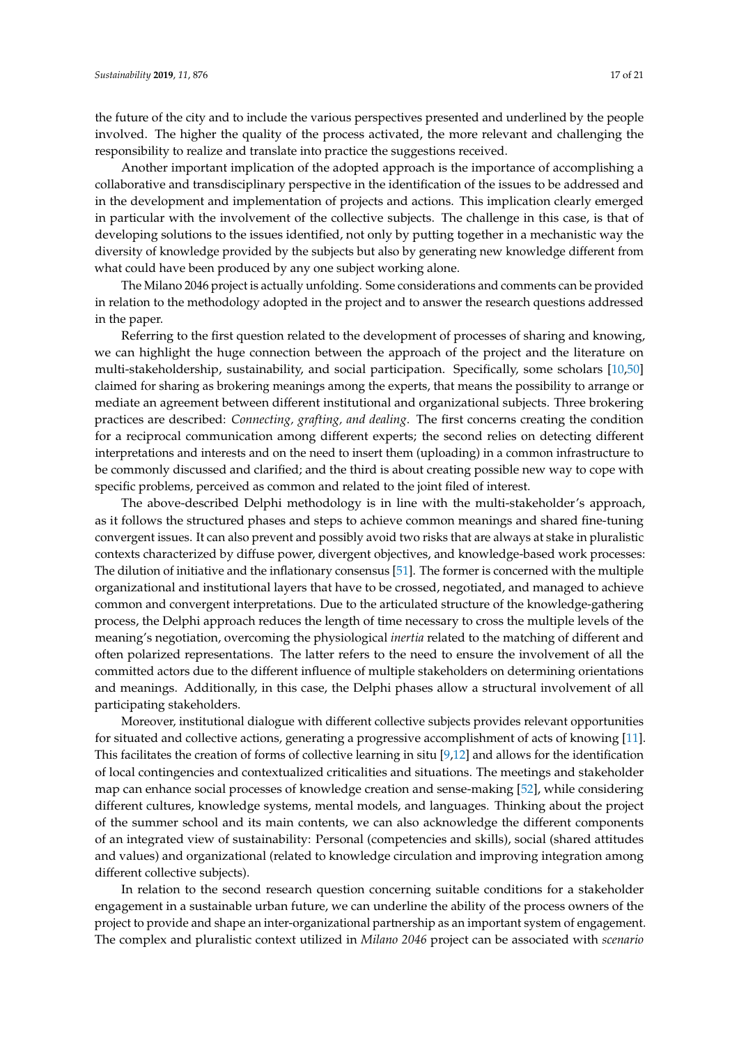the future of the city and to include the various perspectives presented and underlined by the people involved. The higher the quality of the process activated, the more relevant and challenging the responsibility to realize and translate into practice the suggestions received.

Another important implication of the adopted approach is the importance of accomplishing a collaborative and transdisciplinary perspective in the identification of the issues to be addressed and in the development and implementation of projects and actions. This implication clearly emerged in particular with the involvement of the collective subjects. The challenge in this case, is that of developing solutions to the issues identified, not only by putting together in a mechanistic way the diversity of knowledge provided by the subjects but also by generating new knowledge different from what could have been produced by any one subject working alone.

The Milano 2046 project is actually unfolding. Some considerations and comments can be provided in relation to the methodology adopted in the project and to answer the research questions addressed in the paper.

Referring to the first question related to the development of processes of sharing and knowing, we can highlight the huge connection between the approach of the project and the literature on multi-stakeholdership, sustainability, and social participation. Specifically, some scholars [10,50] claimed for sharing as brokering meanings among the experts, that means the possibility to arrange or mediate an agreement between different institutional and organizational subjects. Three brokering practices are described: *Connecting, grafting, and dealing*. The first concerns creating the condition for a reciprocal communication among different experts; the second relies on detecting different interpretations and interests and on the need to insert them (uploading) in a common infrastructure to be commonly discussed and clarified; and the third is about creating possible new way to cope with specific problems, perceived as common and related to the joint filed of interest.

The above-described Delphi methodology is in line with the multi-stakeholder's approach, as it follows the structured phases and steps to achieve common meanings and shared fine-tuning convergent issues. It can also prevent and possibly avoid two risks that are always at stake in pluralistic contexts characterized by diffuse power, divergent objectives, and knowledge-based work processes: The dilution of initiative and the inflationary consensus [51]. The former is concerned with the multiple organizational and institutional layers that have to be crossed, negotiated, and managed to achieve common and convergent interpretations. Due to the articulated structure of the knowledge-gathering process, the Delphi approach reduces the length of time necessary to cross the multiple levels of the meaning's negotiation, overcoming the physiological *inertia* related to the matching of different and often polarized representations. The latter refers to the need to ensure the involvement of all the committed actors due to the different influence of multiple stakeholders on determining orientations and meanings. Additionally, in this case, the Delphi phases allow a structural involvement of all participating stakeholders.

Moreover, institutional dialogue with different collective subjects provides relevant opportunities for situated and collective actions, generating a progressive accomplishment of acts of knowing [11]. This facilitates the creation of forms of collective learning in situ [9,12] and allows for the identification of local contingencies and contextualized criticalities and situations. The meetings and stakeholder map can enhance social processes of knowledge creation and sense-making [52], while considering different cultures, knowledge systems, mental models, and languages. Thinking about the project of the summer school and its main contents, we can also acknowledge the different components of an integrated view of sustainability: Personal (competencies and skills), social (shared attitudes and values) and organizational (related to knowledge circulation and improving integration among different collective subjects).

In relation to the second research question concerning suitable conditions for a stakeholder engagement in a sustainable urban future, we can underline the ability of the process owners of the project to provide and shape an inter-organizational partnership as an important system of engagement. The complex and pluralistic context utilized in *Milano 2046* project can be associated with *scenario*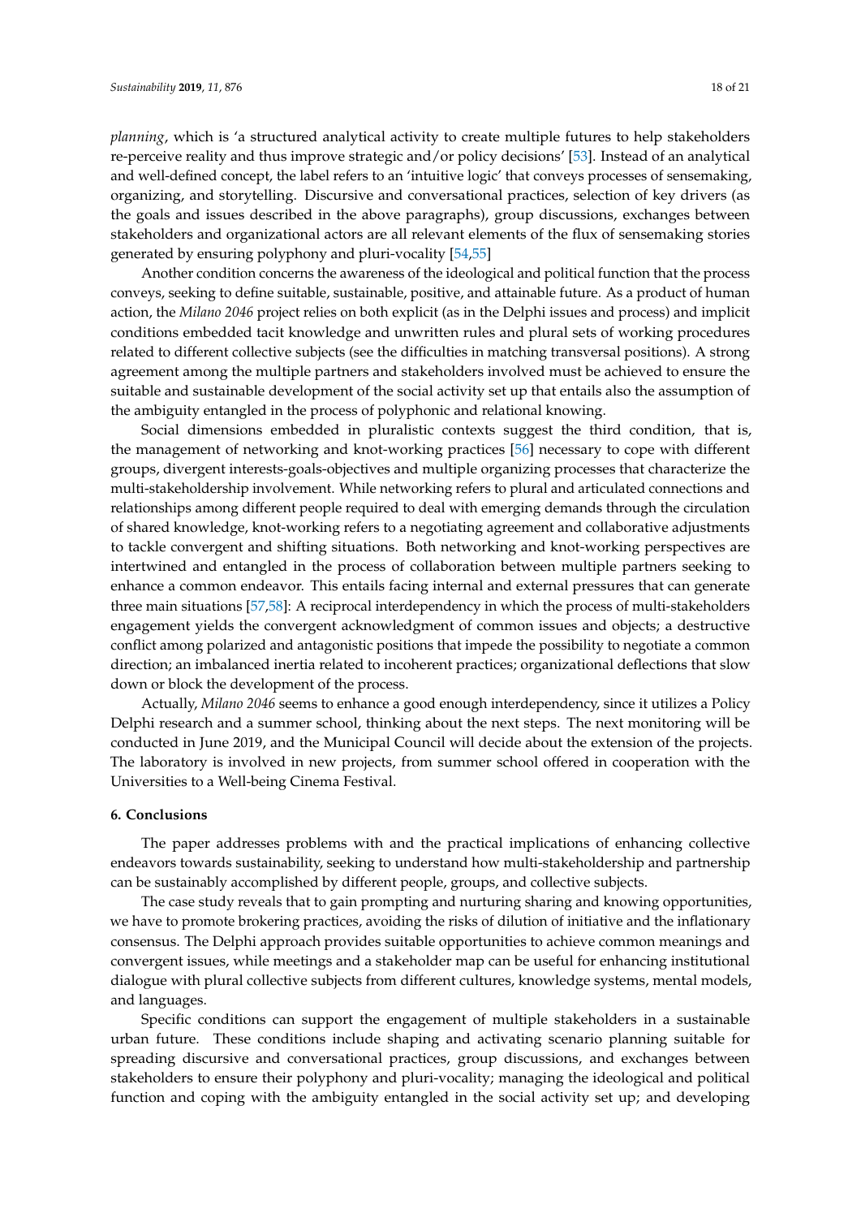*planning*, which is 'a structured analytical activity to create multiple futures to help stakeholders re-perceive reality and thus improve strategic and/or policy decisions' [53]. Instead of an analytical and well-defined concept, the label refers to an 'intuitive logic' that conveys processes of sensemaking, organizing, and storytelling. Discursive and conversational practices, selection of key drivers (as the goals and issues described in the above paragraphs), group discussions, exchanges between stakeholders and organizational actors are all relevant elements of the flux of sensemaking stories generated by ensuring polyphony and pluri-vocality [54,55]

Another condition concerns the awareness of the ideological and political function that the process conveys, seeking to define suitable, sustainable, positive, and attainable future. As a product of human action, the *Milano 2046* project relies on both explicit (as in the Delphi issues and process) and implicit conditions embedded tacit knowledge and unwritten rules and plural sets of working procedures related to different collective subjects (see the difficulties in matching transversal positions). A strong agreement among the multiple partners and stakeholders involved must be achieved to ensure the suitable and sustainable development of the social activity set up that entails also the assumption of the ambiguity entangled in the process of polyphonic and relational knowing.

Social dimensions embedded in pluralistic contexts suggest the third condition, that is, the management of networking and knot-working practices [56] necessary to cope with different groups, divergent interests-goals-objectives and multiple organizing processes that characterize the multi-stakeholdership involvement. While networking refers to plural and articulated connections and relationships among different people required to deal with emerging demands through the circulation of shared knowledge, knot-working refers to a negotiating agreement and collaborative adjustments to tackle convergent and shifting situations. Both networking and knot-working perspectives are intertwined and entangled in the process of collaboration between multiple partners seeking to enhance a common endeavor. This entails facing internal and external pressures that can generate three main situations [57,58]: A reciprocal interdependency in which the process of multi-stakeholders engagement yields the convergent acknowledgment of common issues and objects; a destructive conflict among polarized and antagonistic positions that impede the possibility to negotiate a common direction; an imbalanced inertia related to incoherent practices; organizational deflections that slow down or block the development of the process.

Actually, *Milano 2046* seems to enhance a good enough interdependency, since it utilizes a Policy Delphi research and a summer school, thinking about the next steps. The next monitoring will be conducted in June 2019, and the Municipal Council will decide about the extension of the projects. The laboratory is involved in new projects, from summer school offered in cooperation with the Universities to a Well-being Cinema Festival.

## 6. Conclusions

The paper addresses problems with and the practical implications of enhancing collective endeavors towards sustainability, seeking to understand how multi-stakeholdership and partnership can be sustainably accomplished by different people, groups, and collective subjects.

The case study reveals that to gain prompting and nurturing sharing and knowing opportunities, we have to promote brokering practices, avoiding the risks of dilution of initiative and the inflationary consensus. The Delphi approach provides suitable opportunities to achieve common meanings and convergent issues, while meetings and a stakeholder map can be useful for enhancing institutional dialogue with plural collective subjects from different cultures, knowledge systems, mental models, and languages.

Specific conditions can support the engagement of multiple stakeholders in a sustainable urban future. These conditions include shaping and activating scenario planning suitable for spreading discursive and conversational practices, group discussions, and exchanges between stakeholders to ensure their polyphony and pluri-vocality; managing the ideological and political function and coping with the ambiguity entangled in the social activity set up; and developing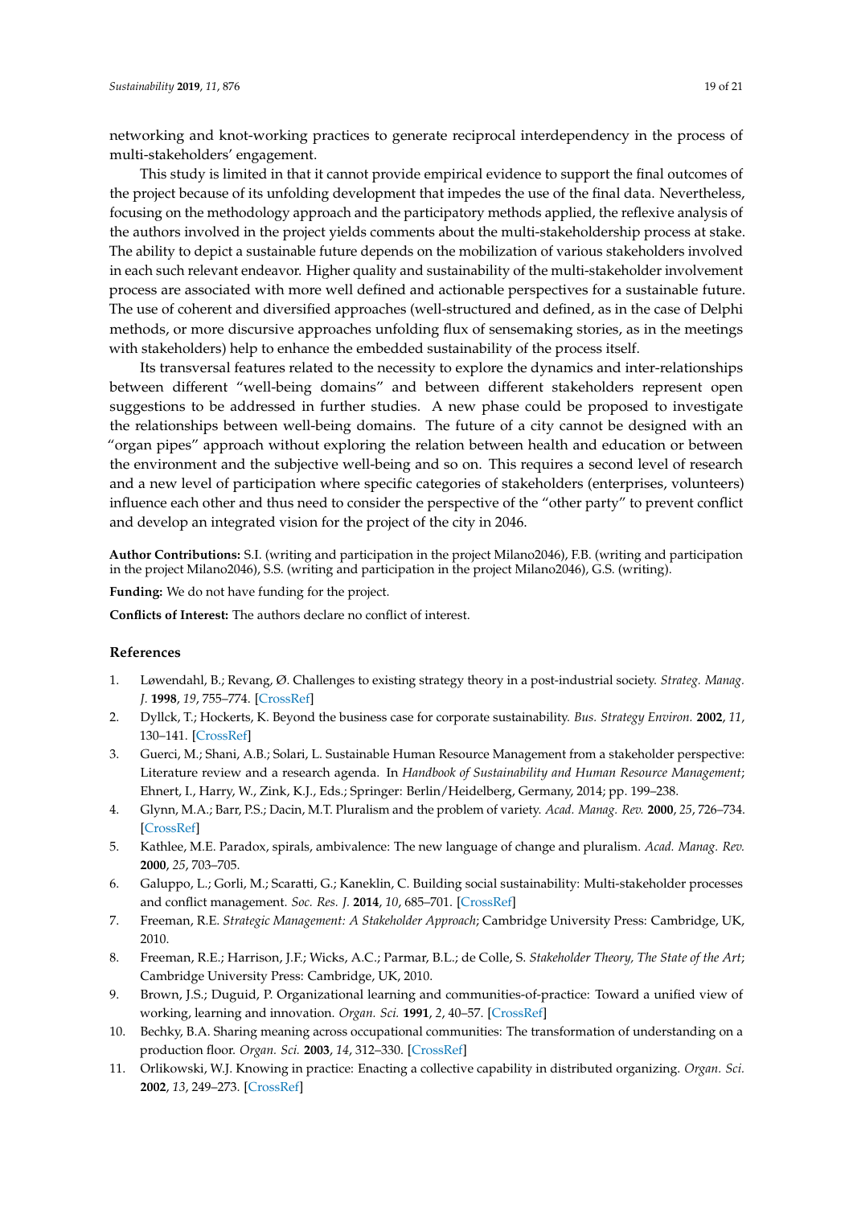networking and knot-working practices to generate reciprocal interdependency in the process of multi-stakeholders' engagement.

This study is limited in that it cannot provide empirical evidence to support the final outcomes of the project because of its unfolding development that impedes the use of the final data. Nevertheless, focusing on the methodology approach and the participatory methods applied, the reflexive analysis of the authors involved in the project yields comments about the multi-stakeholdership process at stake. The ability to depict a sustainable future depends on the mobilization of various stakeholders involved in each such relevant endeavor. Higher quality and sustainability of the multi-stakeholder involvement process are associated with more well defined and actionable perspectives for a sustainable future. The use of coherent and diversified approaches (well-structured and defined, as in the case of Delphi methods, or more discursive approaches unfolding flux of sensemaking stories, as in the meetings with stakeholders) help to enhance the embedded sustainability of the process itself.

Its transversal features related to the necessity to explore the dynamics and inter-relationships between different "well-being domains" and between different stakeholders represent open suggestions to be addressed in further studies. A new phase could be proposed to investigate the relationships between well-being domains. The future of a city cannot be designed with an "organ pipes" approach without exploring the relation between health and education or between the environment and the subjective well-being and so on. This requires a second level of research and a new level of participation where specific categories of stakeholders (enterprises, volunteers) influence each other and thus need to consider the perspective of the "other party" to prevent conflict and develop an integrated vision for the project of the city in 2046.

**Author Contributions:** S.I. (writing and participation in the project Milano2046), F.B. (writing and participation in the project Milano2046), S.S. (writing and participation in the project Milano2046), G.S. (writing).

**Funding:** We do not have funding for the project.

**Conflicts of Interest:** The authors declare no conflict of interest.

## References

1. Løwendahl, B.; Revang, Ø. Challenges to existing strategy theory in a post-industrial society. *Strateg. Manag. J.* **1998**, *19*, 755–774. [CrossRef]
2. Dyllck, T.; Hockerts, K. Beyond the business case for corporate sustainability. *Bus. Strategy Environ.* **2002**, *11*, 130–141. [CrossRef]
3. Guerci, M.; Shani, A.B.; Solari, L. Sustainable Human Resource Management from a stakeholder perspective: Literature review and a research agenda. In *Handbook of Sustainability and Human Resource Management*; Ehnert, I., Harry, W., Zink, K.J., Eds.; Springer: Berlin/Heidelberg, Germany, 2014; pp. 199–238.
4. Glynn, M.A.; Barr, P.S.; Dacin, M.T. Pluralism and the problem of variety. *Acad. Manag. Rev.* **2000**, *25*, 726–734. [CrossRef]
5. Kathlee, M.E. Paradox, spirals, ambivalence: The new language of change and pluralism. *Acad. Manag. Rev.* **2000**, *25*, 703–705.
6. Galuppo, L.; Gorli, M.; Scaratti, G.; Kaneklin, C. Building social sustainability: Multi-stakeholder processes and conflict management. *Soc. Res. J.* **2014**, *10*, 685–701. [CrossRef]
7. Freeman, R.E. *Strategic Management: A Stakeholder Approach*; Cambridge University Press: Cambridge, UK, 2010.
8. Freeman, R.E.; Harrison, J.F.; Wicks, A.C.; Parmar, B.L.; de Colle, S. *Stakeholder Theory, The State of the Art*; Cambridge University Press: Cambridge, UK, 2010.
9. Brown, J.S.; Duguid, P. Organizational learning and communities-of-practice: Toward a unified view of working, learning and innovation. *Organ. Sci.* **1991**, *2*, 40–57. [CrossRef]
10. Bechky, B.A. Sharing meaning across occupational communities: The transformation of understanding on a production floor. *Organ. Sci.* **2003**, *14*, 312–330. [CrossRef]
11. Orlikowski, W.J. Knowing in practice: Enacting a collective capability in distributed organizing. *Organ. Sci.* **2002**, *13*, 249–273. [CrossRef]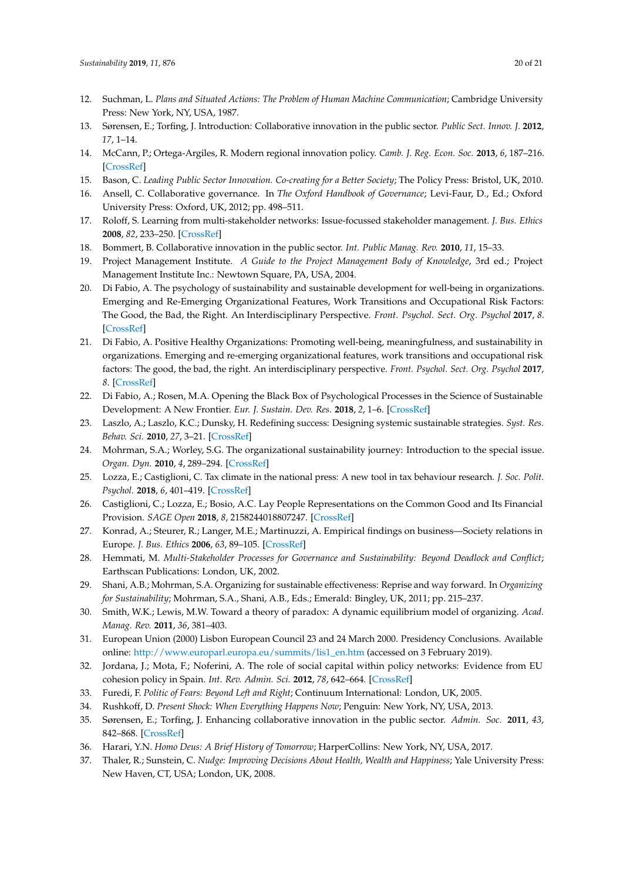12. Suchman, L. *Plans and Situated Actions: The Problem of Human Machine Communication*; Cambridge University Press: New York, NY, USA, 1987.
13. Sørensen, E.; Torfing, J. Introduction: Collaborative innovation in the public sector. *Public Sect. Innov. J.* **2012**, *17*, 1–14.
14. McCann, P.; Ortega-Argiles, R. Modern regional innovation policy. *Camb. J. Reg. Econ. Soc.* **2013**, *6*, 187–216. [CrossRef]
15. Bason, C. *Leading Public Sector Innovation. Co-creating for a Better Society*; The Policy Press: Bristol, UK, 2010.
16. Ansell, C. Collaborative governance. In *The Oxford Handbook of Governance*; Levi-Faur, D., Ed.; Oxford University Press: Oxford, UK, 2012; pp. 498–511.
17. Roloff, S. Learning from multi-stakeholder networks: Issue-focussed stakeholder management. *J. Bus. Ethics* **2008**, *82*, 233–250. [CrossRef]
18. Bommert, B. Collaborative innovation in the public sector. *Int. Public Manag. Rev.* **2010**, *11*, 15–33.
19. Project Management Institute. *A Guide to the Project Management Body of Knowledge*, 3rd ed.; Project Management Institute Inc.: Newtown Square, PA, USA, 2004.
20. Di Fabio, A. The psychology of sustainability and sustainable development for well-being in organizations. Emerging and Re-Emerging Organizational Features, Work Transitions and Occupational Risk Factors: The Good, the Bad, the Right. An Interdisciplinary Perspective. *Front. Psychol. Sect. Org. Psychol* **2017**, *8*. [CrossRef]
21. Di Fabio, A. Positive Healthy Organizations: Promoting well-being, meaningfulness, and sustainability in organizations. Emerging and re-emerging organizational features, work transitions and occupational risk factors: The good, the bad, the right. An interdisciplinary perspective. *Front. Psychol. Sect. Org. Psychol* **2017**, *8*. [CrossRef]
22. Di Fabio, A.; Rosen, M.A. Opening the Black Box of Psychological Processes in the Science of Sustainable Development: A New Frontier. *Eur. J. Sustain. Dev. Res.* **2018**, *2*, 1–6. [CrossRef]
23. Laszlo, A.; Laszlo, K.C.; Dunsky, H. Redefining success: Designing systemic sustainable strategies. *Syst. Res. Behav. Sci.* **2010**, *27*, 3–21. [CrossRef]
24. Mohrman, S.A.; Worley, S.G. The organizational sustainability journey: Introduction to the special issue. *Organ. Dyn.* **2010**, *4*, 289–294. [CrossRef]
25. Lozza, E.; Castiglioni, C. Tax climate in the national press: A new tool in tax behaviour research. *J. Soc. Polit. Psychol.* **2018**, *6*, 401–419. [CrossRef]
26. Castiglioni, C.; Lozza, E.; Bosio, A.C. Lay People Representations on the Common Good and Its Financial Provision. *SAGE Open* **2018**, *8*, 2158244018807247. [CrossRef]
27. Konrad, A.; Steurer, R.; Langer, M.E.; Martinuzzi, A. Empirical findings on business—Society relations in Europe. *J. Bus. Ethics* **2006**, *63*, 89–105. [CrossRef]
28. Hemmati, M. *Multi-Stakeholder Processes for Governance and Sustainability: Beyond Deadlock and Conflict*; Earthscan Publications: London, UK, 2002.
29. Shani, A.B.; Mohrman, S.A. Organizing for sustainable effectiveness: Reprise and way forward. In *Organizing for Sustainability*; Mohrman, S.A., Shani, A.B., Eds.; Emerald: Bingley, UK, 2011; pp. 215–237.
30. Smith, W.K.; Lewis, M.W. Toward a theory of paradox: A dynamic equilibrium model of organizing. *Acad. Manag. Rev.* **2011**, *36*, 381–403.
31. European Union (2000) Lisbon European Council 23 and 24 March 2000. Presidency Conclusions. Available online: http://www.europarl.europa.eu/summits/lis1_en.htm (accessed on 3 February 2019).
32. Jordana, J.; Mota, F.; Noferini, A. The role of social capital within policy networks: Evidence from EU cohesion policy in Spain. *Int. Rev. Admin. Sci.* **2012**, *78*, 642–664. [CrossRef]
33. Furedi, F. *Politic of Fears: Beyond Left and Right*; Continuum International: London, UK, 2005.
34. Rushkoff, D. *Present Shock: When Everything Happens Now*; Penguin: New York, NY, USA, 2013.
35. Sørensen, E.; Torfing, J. Enhancing collaborative innovation in the public sector. *Admin. Soc.* **2011**, *43*, 842–868. [CrossRef]
36. Harari, Y.N. *Homo Deus: A Brief History of Tomorrow*; HarperCollins: New York, NY, USA, 2017.
37. Thaler, R.; Sunstein, C. *Nudge: Improving Decisions About Health, Wealth and Happiness*; Yale University Press: New Haven, CT, USA; London, UK, 2008.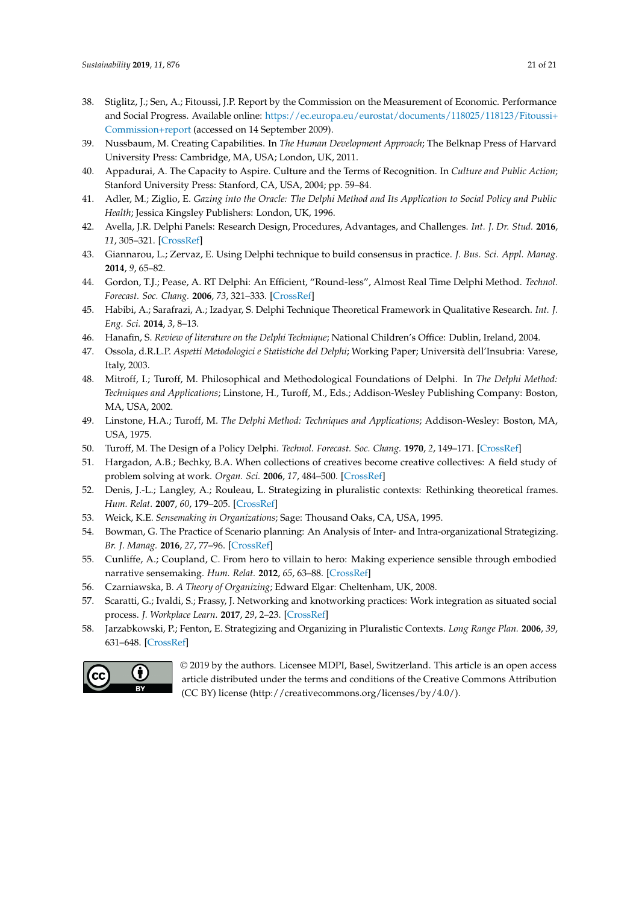38. Stiglitz, J.; Sen, A.; Fitoussi, J.P. Report by the Commission on the Measurement of Economic. Performance and Social Progress. Available online: https://ec.europa.eu/eurostat/documents/118025/118123/Fitoussi+Commission+report (accessed on 14 September 2009).
39. Nussbaum, M. Creating Capabilities. In *The Human Development Approach*; The Belknap Press of Harvard University Press: Cambridge, MA, USA; London, UK, 2011.
40. Appadurai, A. The Capacity to Aspire. Culture and the Terms of Recognition. In *Culture and Public Action*; Stanford University Press: Stanford, CA, USA, 2004; pp. 59–84.
41. Adler, M.; Ziglio, E. *Gazing into the Oracle: The Delphi Method and Its Application to Social Policy and Public Health*; Jessica Kingsley Publishers: London, UK, 1996.
42. Avella, J.R. Delphi Panels: Research Design, Procedures, Advantages, and Challenges. *Int. J. Dr. Stud.* **2016**, *11*, 305–321. [CrossRef]
43. Giannarou, L.; Zervaz, E. Using Delphi technique to build consensus in practice. *J. Bus. Sci. Appl. Manag.* **2014**, *9*, 65–82.
44. Gordon, T.J.; Pease, A. RT Delphi: An Efficient, "Round-less", Almost Real Time Delphi Method. *Technol. Forecast. Soc. Chang.* **2006**, *73*, 321–333. [CrossRef]
45. Habibi, A.; Sarafrazi, A.; Izadyar, S. Delphi Technique Theoretical Framework in Qualitative Research. *Int. J. Eng. Sci.* **2014**, *3*, 8–13.
46. Hanafin, S. *Review of literature on the Delphi Technique*; National Children's Office: Dublin, Ireland, 2004.
47. Ossola, d.R.L.P. *Aspetti Metodologici e Statistiche del Delphi*; Working Paper; Università dell'Insubria: Varese, Italy, 2003.
48. Mitroff, I.; Turoff, M. Philosophical and Methodological Foundations of Delphi. In *The Delphi Method: Techniques and Applications*; Linstone, H., Turoff, M., Eds.; Addison-Wesley Publishing Company: Boston, MA, USA, 2002.
49. Linstone, H.A.; Turoff, M. *The Delphi Method: Techniques and Applications*; Addison-Wesley: Boston, MA, USA, 1975.
50. Turoff, M. The Design of a Policy Delphi. *Technol. Forecast. Soc. Chang.* **1970**, *2*, 149–171. [CrossRef]
51. Hargadon, A.B.; Bechky, B.A. When collections of creatives become creative collectives: A field study of problem solving at work. *Organ. Sci.* **2006**, *17*, 484–500. [CrossRef]
52. Denis, J.-L.; Langley, A.; Rouleau, L. Strategizing in pluralistic contexts: Rethinking theoretical frames. *Hum. Relat.* **2007**, *60*, 179–205. [CrossRef]
53. Weick, K.E. *Sensemaking in Organizations*; Sage: Thousand Oaks, CA, USA, 1995.
54. Bowman, G. The Practice of Scenario planning: An Analysis of Inter- and Intra-organizational Strategizing. *Br. J. Manag.* **2016**, *27*, 77–96. [CrossRef]
55. Cunliffe, A.; Coupland, C. From hero to villain to hero: Making experience sensible through embodied narrative sensemaking. *Hum. Relat.* **2012**, *65*, 63–88. [CrossRef]
56. Czarniawska, B. *A Theory of Organizing*; Edward Elgar: Cheltenham, UK, 2008.
57. Scaratti, G.; Ivaldi, S.; Frassy, J. Networking and knotworking practices: Work integration as situated social process. *J. Workplace Learn.* **2017**, *29*, 2–23. [CrossRef]
58. Jarzabkowski, P.; Fenton, E. Strategizing and Organizing in Pluralistic Contexts. *Long Range Plan.* **2006**, *39*, 631–648. [CrossRef]

© 2019 by the authors. Licensee MDPI, Basel, Switzerland. This article is an open access article distributed under the terms and conditions of the Creative Commons Attribution (CC BY) license (http://creativecommons.org/licenses/by/4.0/).